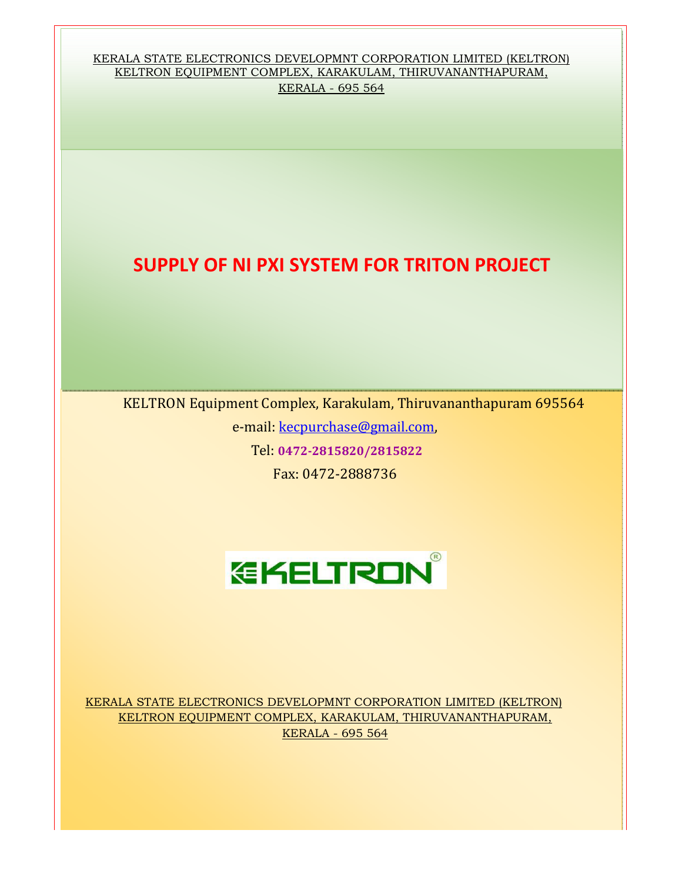KERALA STATE ELECTRONICS DEVELOPMNT CORPORATION LIMITED (KELTRON)
KELTRON EQUIPMENT COMPLEX, KARAKULAM, THIRUVANANTHAPURAM,
KERALA - 695 564

# SUPPLY OF NI PXI SYSTEM FOR TRITON PROJECT

KELTRON Equipment Complex, Karakulam, Thiruvananthapuram 695564

e-mail: kecpurchase@gmail.com,

Tel: **0472-2815820/2815822**

Fax: 0472-2888736

KELTRON®

KERALA STATE ELECTRONICS DEVELOPMNT CORPORATION LIMITED (KELTRON)
KELTRON EQUIPMENT COMPLEX, KARAKULAM, THIRUVANANTHAPURAM,
KERALA - 695 564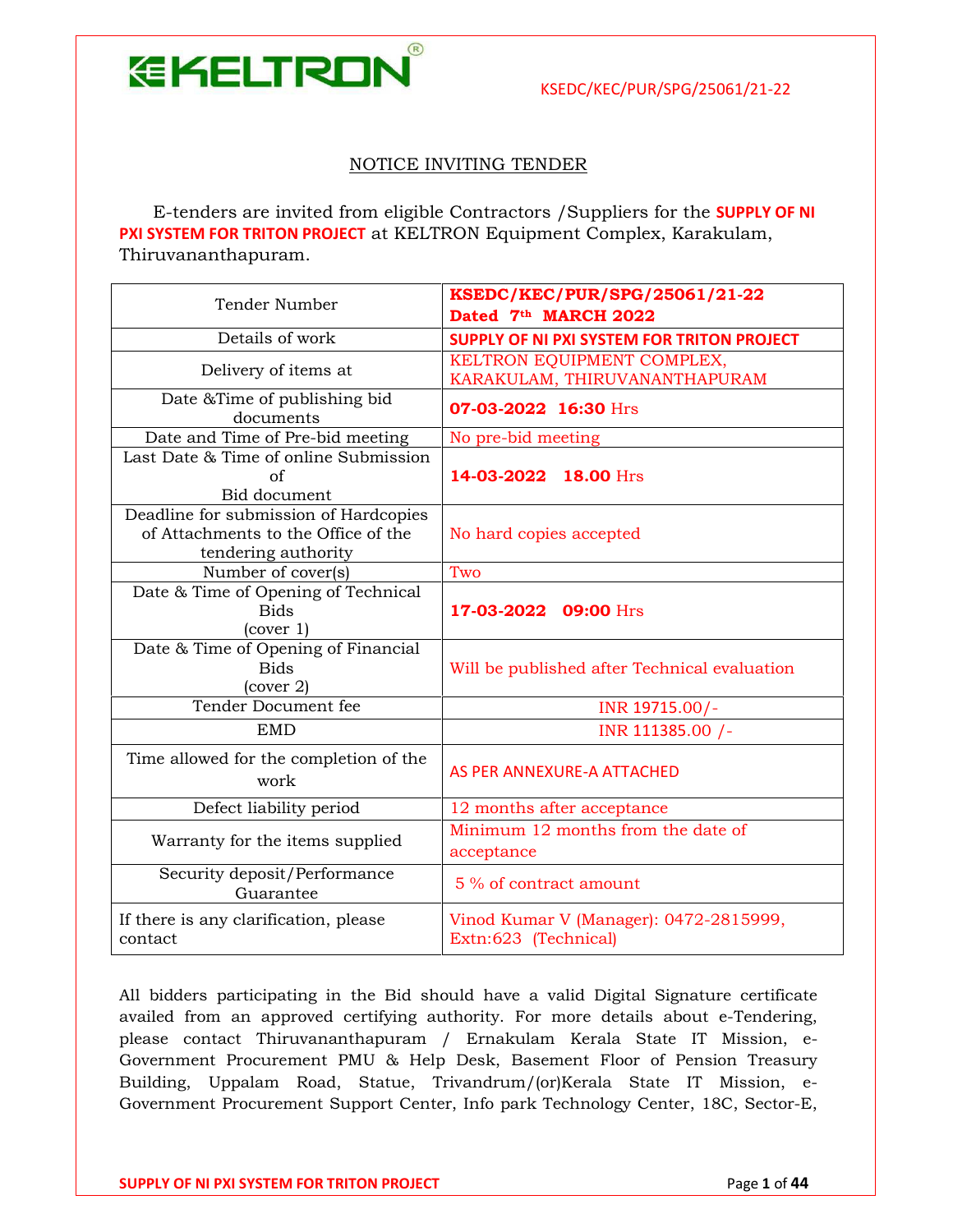KSEDC/KEC/PUR/SPG/25061/21-22

## NOTICE INVITING TENDER

E-tenders are invited from eligible Contractors /Suppliers for the **SUPPLY OF NI PXI SYSTEM FOR TRITON PROJECT** at KELTRON Equipment Complex, Karakulam, Thiruvananthapuram.

| Tender Number | **KSEDC/KEC/PUR/SPG/25061/21-22 Dated 7th MARCH 2022** |
|---|---|
| Details of work | **SUPPLY OF NI PXI SYSTEM FOR TRITON PROJECT** |
| Delivery of items at | KELTRON EQUIPMENT COMPLEX, KARAKULAM, THIRUVANANTHAPURAM |
| Date &Time of publishing bid documents | **07-03-2022 16:30** Hrs |
| Date and Time of Pre-bid meeting | No pre-bid meeting |
| Last Date & Time of online Submission of Bid document | **14-03-2022 18.00** Hrs |
| Deadline for submission of Hardcopies of Attachments to the Office of the tendering authority | No hard copies accepted |
| Number of cover(s) | Two |
| Date & Time of Opening of Technical Bids (cover 1) | **17-03-2022 09:00** Hrs |
| Date & Time of Opening of Financial Bids (cover 2) | Will be published after Technical evaluation |
| Tender Document fee | INR 19715.00/- |
| EMD | INR 111385.00 /- |
| Time allowed for the completion of the work | AS PER ANNEXURE-A ATTACHED |
| Defect liability period | 12 months after acceptance |
| Warranty for the items supplied | Minimum 12 months from the date of acceptance |
| Security deposit/Performance Guarantee | 5 % of contract amount |
| If there is any clarification, please contact | Vinod Kumar V (Manager): 0472-2815999, Extn:623 (Technical) |

All bidders participating in the Bid should have a valid Digital Signature certificate availed from an approved certifying authority. For more details about e-Tendering, please contact Thiruvananthapuram / Ernakulam Kerala State IT Mission, e-Government Procurement PMU & Help Desk, Basement Floor of Pension Treasury Building, Uppalam Road, Statue, Trivandrum/(or)Kerala State IT Mission, e-Government Procurement Support Center, Info park Technology Center, 18C, Sector-E,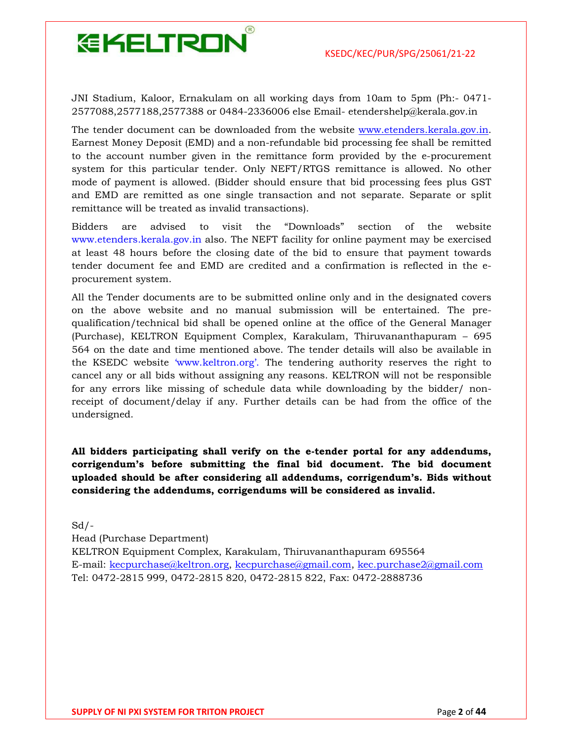JNI Stadium, Kaloor, Ernakulam on all working days from 10am to 5pm (Ph:- 0471-2577088,2577188,2577388 or 0484-2336006 else Email- etendershelp@kerala.gov.in

The tender document can be downloaded from the website www.etenders.kerala.gov.in. Earnest Money Deposit (EMD) and a non-refundable bid processing fee shall be remitted to the account number given in the remittance form provided by the e-procurement system for this particular tender. Only NEFT/RTGS remittance is allowed. No other mode of payment is allowed. (Bidder should ensure that bid processing fees plus GST and EMD are remitted as one single transaction and not separate. Separate or split remittance will be treated as invalid transactions).

Bidders are advised to visit the "Downloads" section of the website www.etenders.kerala.gov.in also. The NEFT facility for online payment may be exercised at least 48 hours before the closing date of the bid to ensure that payment towards tender document fee and EMD are credited and a confirmation is reflected in the e-procurement system.

All the Tender documents are to be submitted online only and in the designated covers on the above website and no manual submission will be entertained. The pre-qualification/technical bid shall be opened online at the office of the General Manager (Purchase), KELTRON Equipment Complex, Karakulam, Thiruvananthapuram – 695 564 on the date and time mentioned above. The tender details will also be available in the KSEDC website 'www.keltron.org'. The tendering authority reserves the right to cancel any or all bids without assigning any reasons. KELTRON will not be responsible for any errors like missing of schedule data while downloading by the bidder/ non-receipt of document/delay if any. Further details can be had from the office of the undersigned.

**All bidders participating shall verify on the e-tender portal for any addendums, corrigendum's before submitting the final bid document. The bid document uploaded should be after considering all addendums, corrigendum's. Bids without considering the addendums, corrigendums will be considered as invalid.**

Sd/-
Head (Purchase Department)
KELTRON Equipment Complex, Karakulam, Thiruvananthapuram 695564
E-mail: kecpurchase@keltron.org, kecpurchase@gmail.com, kec.purchase2@gmail.com
Tel: 0472-2815 999, 0472-2815 820, 0472-2815 822, Fax: 0472-2888736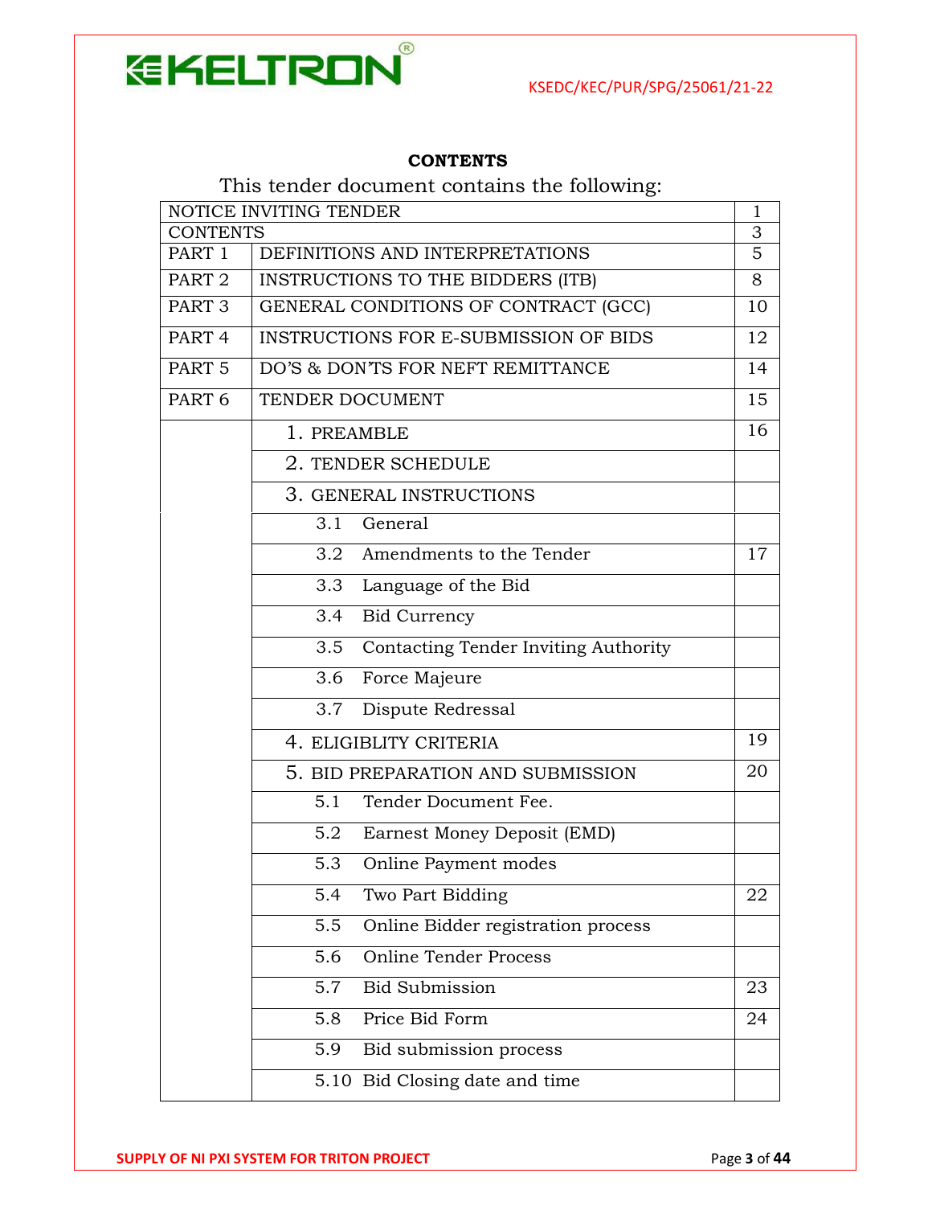## CONTENTS

This tender document contains the following:

| | | |
|---|---|---|
| NOTICE INVITING TENDER | | 1 |
| CONTENTS | | 3 |
| PART 1 | DEFINITIONS AND INTERPRETATIONS | 5 |
| PART 2 | INSTRUCTIONS TO THE BIDDERS (ITB) | 8 |
| PART 3 | GENERAL CONDITIONS OF CONTRACT (GCC) | 10 |
| PART 4 | INSTRUCTIONS FOR E-SUBMISSION OF BIDS | 12 |
| PART 5 | DO'S & DON'TS FOR NEFT REMITTANCE | 14 |
| PART 6 | TENDER DOCUMENT | 15 |
| | 1. PREAMBLE | 16 |
| | 2. TENDER SCHEDULE | |
| | 3. GENERAL INSTRUCTIONS | |
| | 3.1 General | |
| | 3.2 Amendments to the Tender | 17 |
| | 3.3 Language of the Bid | |
| | 3.4 Bid Currency | |
| | 3.5 Contacting Tender Inviting Authority | |
| | 3.6 Force Majeure | |
| | 3.7 Dispute Redressal | |
| | 4. ELIGIBLITY CRITERIA | 19 |
| | 5. BID PREPARATION AND SUBMISSION | 20 |
| | 5.1 Tender Document Fee. | |
| | 5.2 Earnest Money Deposit (EMD) | |
| | 5.3 Online Payment modes | |
| | 5.4 Two Part Bidding | 22 |
| | 5.5 Online Bidder registration process | |
| | 5.6 Online Tender Process | |
| | 5.7 Bid Submission | 23 |
| | 5.8 Price Bid Form | 24 |
| | 5.9 Bid submission process | |
| | 5.10 Bid Closing date and time | |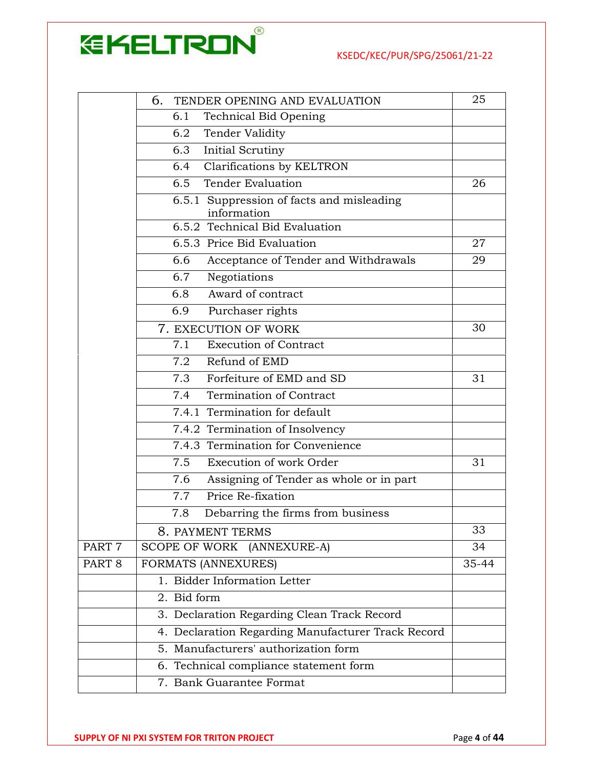| | | |
|---|---|---|
| | 6. TENDER OPENING AND EVALUATION | 25 |
| | 6.1 Technical Bid Opening | |
| | 6.2 Tender Validity | |
| | 6.3 Initial Scrutiny | |
| | 6.4 Clarifications by KELTRON | |
| | 6.5 Tender Evaluation | 26 |
| | 6.5.1 Suppression of facts and misleading information | |
| | 6.5.2 Technical Bid Evaluation | |
| | 6.5.3 Price Bid Evaluation | 27 |
| | 6.6 Acceptance of Tender and Withdrawals | 29 |
| | 6.7 Negotiations | |
| | 6.8 Award of contract | |
| | 6.9 Purchaser rights | |
| | 7. EXECUTION OF WORK | 30 |
| | 7.1 Execution of Contract | |
| | 7.2 Refund of EMD | |
| | 7.3 Forfeiture of EMD and SD | 31 |
| | 7.4 Termination of Contract | |
| | 7.4.1 Termination for default | |
| | 7.4.2 Termination of Insolvency | |
| | 7.4.3 Termination for Convenience | |
| | 7.5 Execution of work Order | 31 |
| | 7.6 Assigning of Tender as whole or in part | |
| | 7.7 Price Re-fixation | |
| | 7.8 Debarring the firms from business | |
| | 8. PAYMENT TERMS | 33 |
| PART 7 | SCOPE OF WORK (ANNEXURE-A) | 34 |
| PART 8 | FORMATS (ANNEXURES) | 35-44 |
| | 1. Bidder Information Letter | |
| | 2. Bid form | |
| | 3. Declaration Regarding Clean Track Record | |
| | 4. Declaration Regarding Manufacturer Track Record | |
| | 5. Manufacturers' authorization form | |
| | 6. Technical compliance statement form | |
| | 7. Bank Guarantee Format | |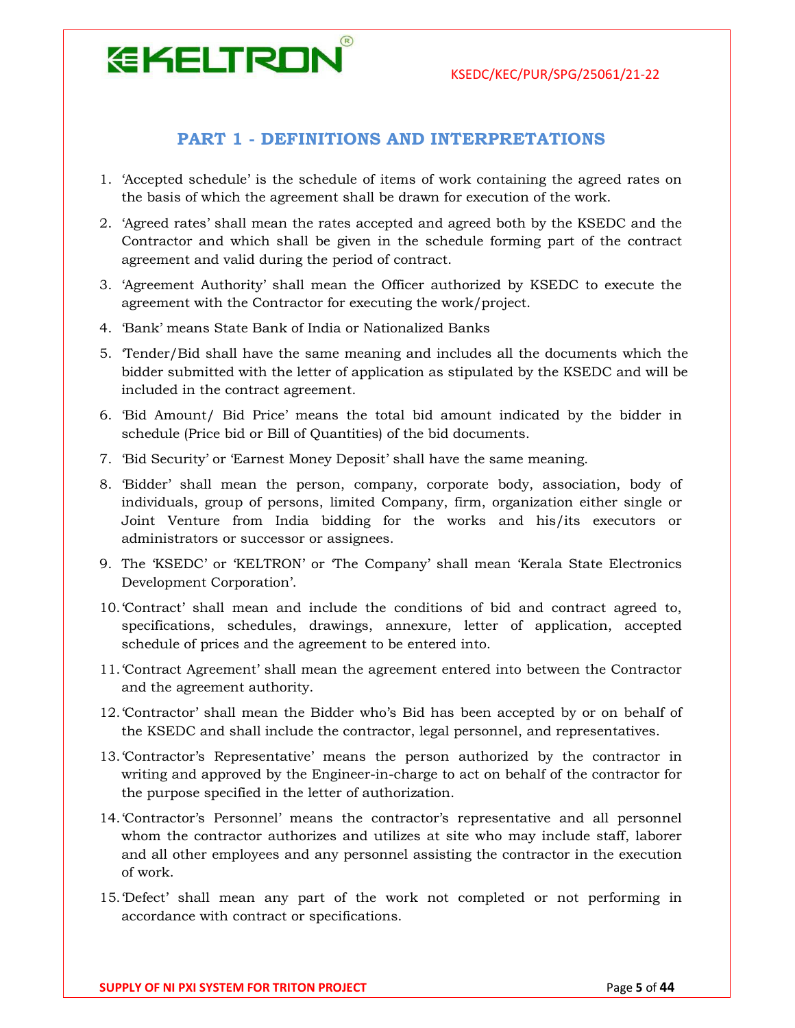## PART 1 - DEFINITIONS AND INTERPRETATIONS

1. 'Accepted schedule' is the schedule of items of work containing the agreed rates on the basis of which the agreement shall be drawn for execution of the work.
2. 'Agreed rates' shall mean the rates accepted and agreed both by the KSEDC and the Contractor and which shall be given in the schedule forming part of the contract agreement and valid during the period of contract.
3. 'Agreement Authority' shall mean the Officer authorized by KSEDC to execute the agreement with the Contractor for executing the work/project.
4. 'Bank' means State Bank of India or Nationalized Banks
5. 'Tender/Bid shall have the same meaning and includes all the documents which the bidder submitted with the letter of application as stipulated by the KSEDC and will be included in the contract agreement.
6. 'Bid Amount/ Bid Price' means the total bid amount indicated by the bidder in schedule (Price bid or Bill of Quantities) of the bid documents.
7. 'Bid Security' or 'Earnest Money Deposit' shall have the same meaning.
8. 'Bidder' shall mean the person, company, corporate body, association, body of individuals, group of persons, limited Company, firm, organization either single or Joint Venture from India bidding for the works and his/its executors or administrators or successor or assignees.
9. The 'KSEDC' or 'KELTRON' or 'The Company' shall mean 'Kerala State Electronics Development Corporation'.
10. 'Contract' shall mean and include the conditions of bid and contract agreed to, specifications, schedules, drawings, annexure, letter of application, accepted schedule of prices and the agreement to be entered into.
11. 'Contract Agreement' shall mean the agreement entered into between the Contractor and the agreement authority.
12. 'Contractor' shall mean the Bidder who's Bid has been accepted by or on behalf of the KSEDC and shall include the contractor, legal personnel, and representatives.
13. 'Contractor's Representative' means the person authorized by the contractor in writing and approved by the Engineer-in-charge to act on behalf of the contractor for the purpose specified in the letter of authorization.
14. 'Contractor's Personnel' means the contractor's representative and all personnel whom the contractor authorizes and utilizes at site who may include staff, laborer and all other employees and any personnel assisting the contractor in the execution of work.
15. 'Defect' shall mean any part of the work not completed or not performing in accordance with contract or specifications.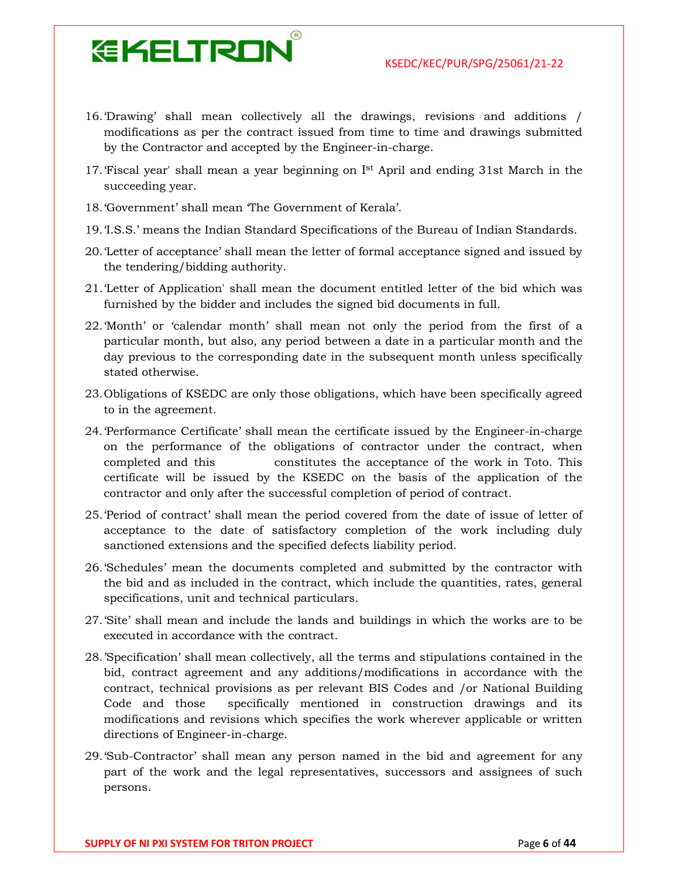16. 'Drawing' shall mean collectively all the drawings, revisions and additions / modifications as per the contract issued from time to time and drawings submitted by the Contractor and accepted by the Engineer-in-charge.

17. 'Fiscal year' shall mean a year beginning on Ist April and ending 31st March in the succeeding year.

18. 'Government' shall mean 'The Government of Kerala'.

19. 'I.S.S.' means the Indian Standard Specifications of the Bureau of Indian Standards.

20. 'Letter of acceptance' shall mean the letter of formal acceptance signed and issued by the tendering/bidding authority.

21. 'Letter of Application' shall mean the document entitled letter of the bid which was furnished by the bidder and includes the signed bid documents in full.

22. 'Month' or 'calendar month' shall mean not only the period from the first of a particular month, but also, any period between a date in a particular month and the day previous to the corresponding date in the subsequent month unless specifically stated otherwise.

23. Obligations of KSEDC are only those obligations, which have been specifically agreed to in the agreement.

24. 'Performance Certificate' shall mean the certificate issued by the Engineer-in-charge on the performance of the obligations of contractor under the contract, when completed and this constitutes the acceptance of the work in Toto. This certificate will be issued by the KSEDC on the basis of the application of the contractor and only after the successful completion of period of contract.

25. 'Period of contract' shall mean the period covered from the date of issue of letter of acceptance to the date of satisfactory completion of the work including duly sanctioned extensions and the specified defects liability period.

26. 'Schedules' mean the documents completed and submitted by the contractor with the bid and as included in the contract, which include the quantities, rates, general specifications, unit and technical particulars.

27. 'Site' shall mean and include the lands and buildings in which the works are to be executed in accordance with the contract.

28. 'Specification' shall mean collectively, all the terms and stipulations contained in the bid, contract agreement and any additions/modifications in accordance with the contract, technical provisions as per relevant BIS Codes and /or National Building Code and those specifically mentioned in construction drawings and its modifications and revisions which specifies the work wherever applicable or written directions of Engineer-in-charge.

29. 'Sub-Contractor' shall mean any person named in the bid and agreement for any part of the work and the legal representatives, successors and assignees of such persons.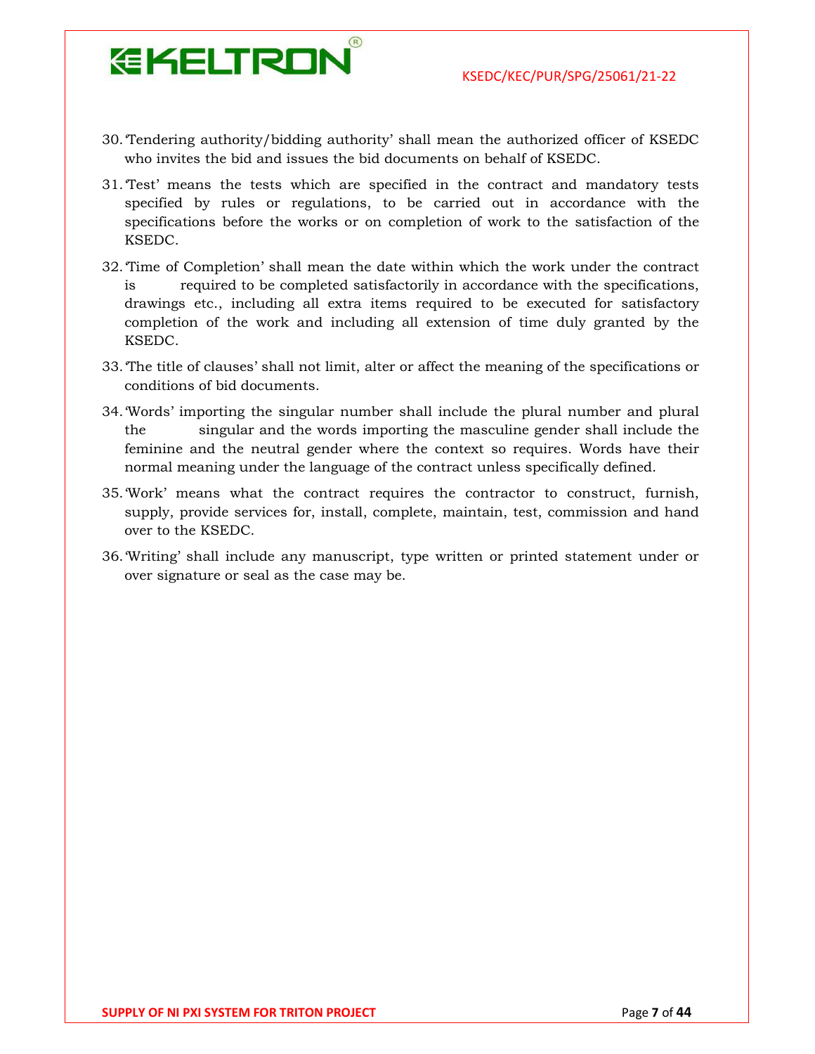30. 'Tendering authority/bidding authority' shall mean the authorized officer of KSEDC who invites the bid and issues the bid documents on behalf of KSEDC.

31. 'Test' means the tests which are specified in the contract and mandatory tests specified by rules or regulations, to be carried out in accordance with the specifications before the works or on completion of work to the satisfaction of the KSEDC.

32. 'Time of Completion' shall mean the date within which the work under the contract is required to be completed satisfactorily in accordance with the specifications, drawings etc., including all extra items required to be executed for satisfactory completion of the work and including all extension of time duly granted by the KSEDC.

33. 'The title of clauses' shall not limit, alter or affect the meaning of the specifications or conditions of bid documents.

34. 'Words' importing the singular number shall include the plural number and plural the singular and the words importing the masculine gender shall include the feminine and the neutral gender where the context so requires. Words have their normal meaning under the language of the contract unless specifically defined.

35. 'Work' means what the contract requires the contractor to construct, furnish, supply, provide services for, install, complete, maintain, test, commission and hand over to the KSEDC.

36. 'Writing' shall include any manuscript, type written or printed statement under or over signature or seal as the case may be.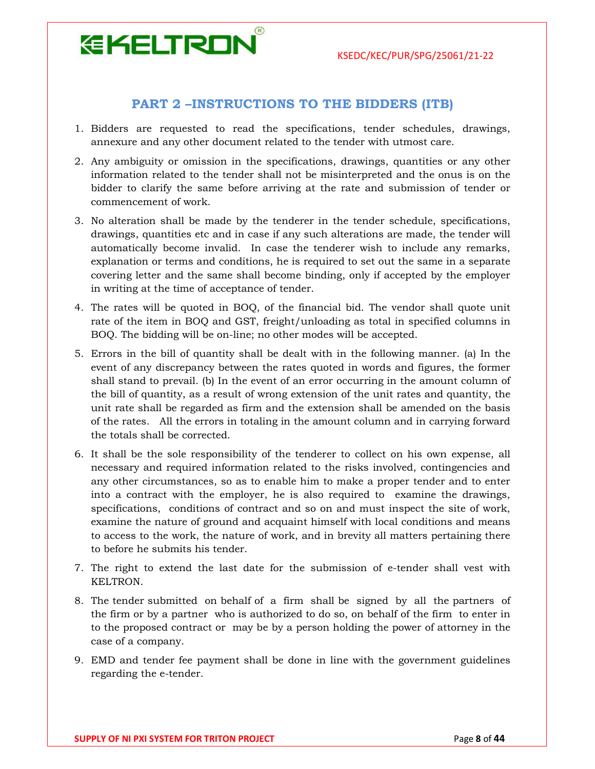## PART 2 –INSTRUCTIONS TO THE BIDDERS (ITB)

1. Bidders are requested to read the specifications, tender schedules, drawings, annexure and any other document related to the tender with utmost care.

2. Any ambiguity or omission in the specifications, drawings, quantities or any other information related to the tender shall not be misinterpreted and the onus is on the bidder to clarify the same before arriving at the rate and submission of tender or commencement of work.

3. No alteration shall be made by the tenderer in the tender schedule, specifications, drawings, quantities etc and in case if any such alterations are made, the tender will automatically become invalid. In case the tenderer wish to include any remarks, explanation or terms and conditions, he is required to set out the same in a separate covering letter and the same shall become binding, only if accepted by the employer in writing at the time of acceptance of tender.

4. The rates will be quoted in BOQ, of the financial bid. The vendor shall quote unit rate of the item in BOQ and GST, freight/unloading as total in specified columns in BOQ. The bidding will be on-line; no other modes will be accepted.

5. Errors in the bill of quantity shall be dealt with in the following manner. (a) In the event of any discrepancy between the rates quoted in words and figures, the former shall stand to prevail. (b) In the event of an error occurring in the amount column of the bill of quantity, as a result of wrong extension of the unit rates and quantity, the unit rate shall be regarded as firm and the extension shall be amended on the basis of the rates. All the errors in totaling in the amount column and in carrying forward the totals shall be corrected.

6. It shall be the sole responsibility of the tenderer to collect on his own expense, all necessary and required information related to the risks involved, contingencies and any other circumstances, so as to enable him to make a proper tender and to enter into a contract with the employer, he is also required to examine the drawings, specifications, conditions of contract and so on and must inspect the site of work, examine the nature of ground and acquaint himself with local conditions and means to access to the work, the nature of work, and in brevity all matters pertaining there to before he submits his tender.

7. The right to extend the last date for the submission of e-tender shall vest with KELTRON.

8. The tender submitted on behalf of a firm shall be signed by all the partners of the firm or by a partner who is authorized to do so, on behalf of the firm to enter in to the proposed contract or may be by a person holding the power of attorney in the case of a company.

9. EMD and tender fee payment shall be done in line with the government guidelines regarding the e-tender.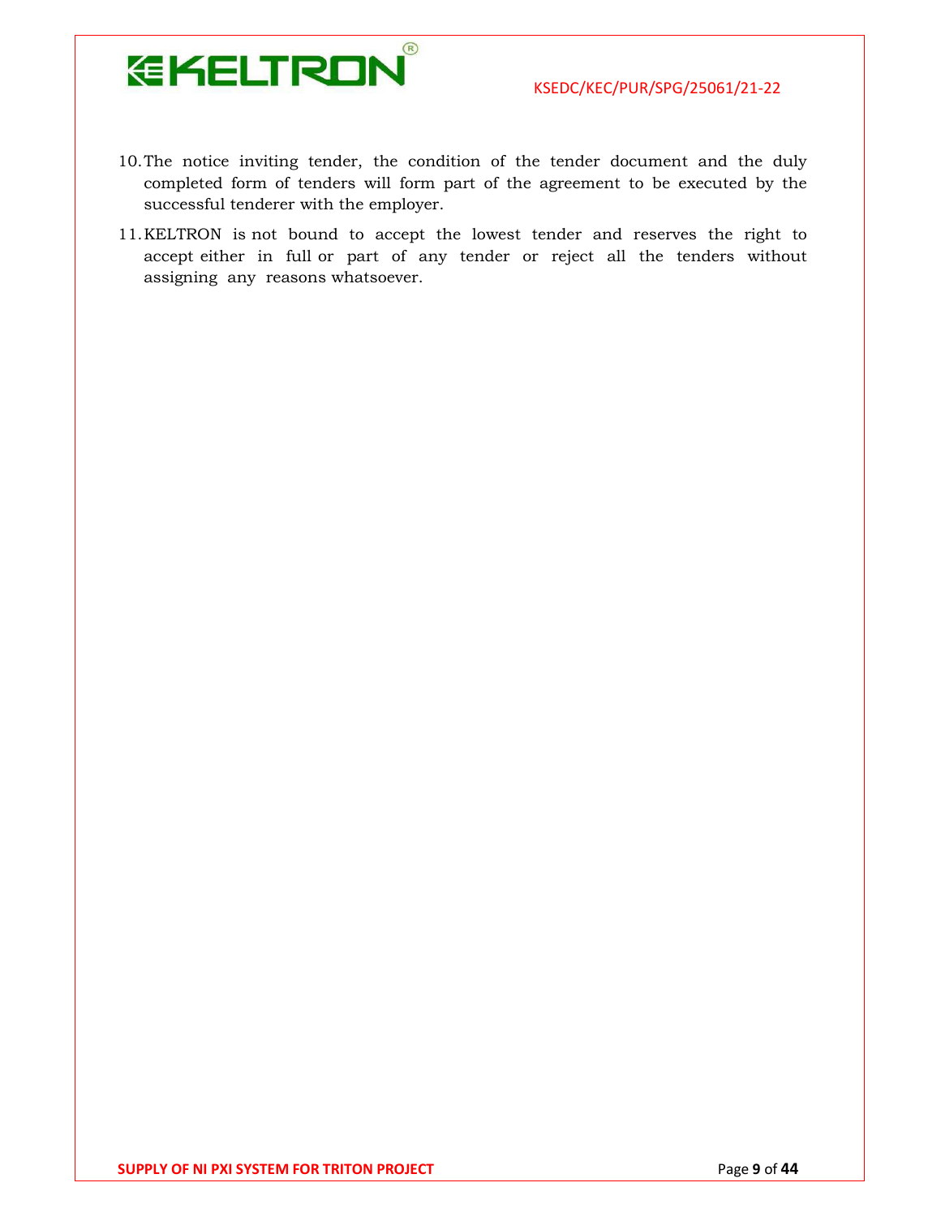10. The notice inviting tender, the condition of the tender document and the duly completed form of tenders will form part of the agreement to be executed by the successful tenderer with the employer.
11. KELTRON is not bound to accept the lowest tender and reserves the right to accept either in full or part of any tender or reject all the tenders without assigning any reasons whatsoever.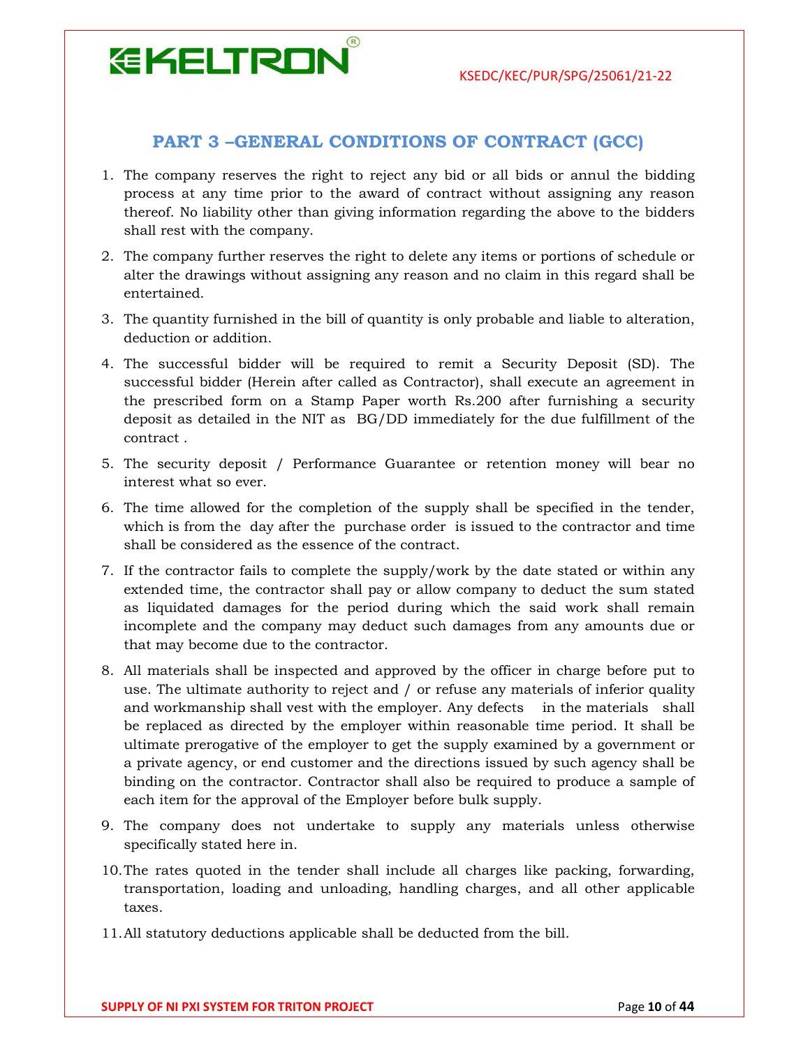## PART 3 –GENERAL CONDITIONS OF CONTRACT (GCC)

1. The company reserves the right to reject any bid or all bids or annul the bidding process at any time prior to the award of contract without assigning any reason thereof. No liability other than giving information regarding the above to the bidders shall rest with the company.
2. The company further reserves the right to delete any items or portions of schedule or alter the drawings without assigning any reason and no claim in this regard shall be entertained.
3. The quantity furnished in the bill of quantity is only probable and liable to alteration, deduction or addition.
4. The successful bidder will be required to remit a Security Deposit (SD). The successful bidder (Herein after called as Contractor), shall execute an agreement in the prescribed form on a Stamp Paper worth Rs.200 after furnishing a security deposit as detailed in the NIT as BG/DD immediately for the due fulfillment of the contract .
5. The security deposit / Performance Guarantee or retention money will bear no interest what so ever.
6. The time allowed for the completion of the supply shall be specified in the tender, which is from the day after the purchase order is issued to the contractor and time shall be considered as the essence of the contract.
7. If the contractor fails to complete the supply/work by the date stated or within any extended time, the contractor shall pay or allow company to deduct the sum stated as liquidated damages for the period during which the said work shall remain incomplete and the company may deduct such damages from any amounts due or that may become due to the contractor.
8. All materials shall be inspected and approved by the officer in charge before put to use. The ultimate authority to reject and / or refuse any materials of inferior quality and workmanship shall vest with the employer. Any defects in the materials shall be replaced as directed by the employer within reasonable time period. It shall be ultimate prerogative of the employer to get the supply examined by a government or a private agency, or end customer and the directions issued by such agency shall be binding on the contractor. Contractor shall also be required to produce a sample of each item for the approval of the Employer before bulk supply.
9. The company does not undertake to supply any materials unless otherwise specifically stated here in.
10. The rates quoted in the tender shall include all charges like packing, forwarding, transportation, loading and unloading, handling charges, and all other applicable taxes.
11. All statutory deductions applicable shall be deducted from the bill.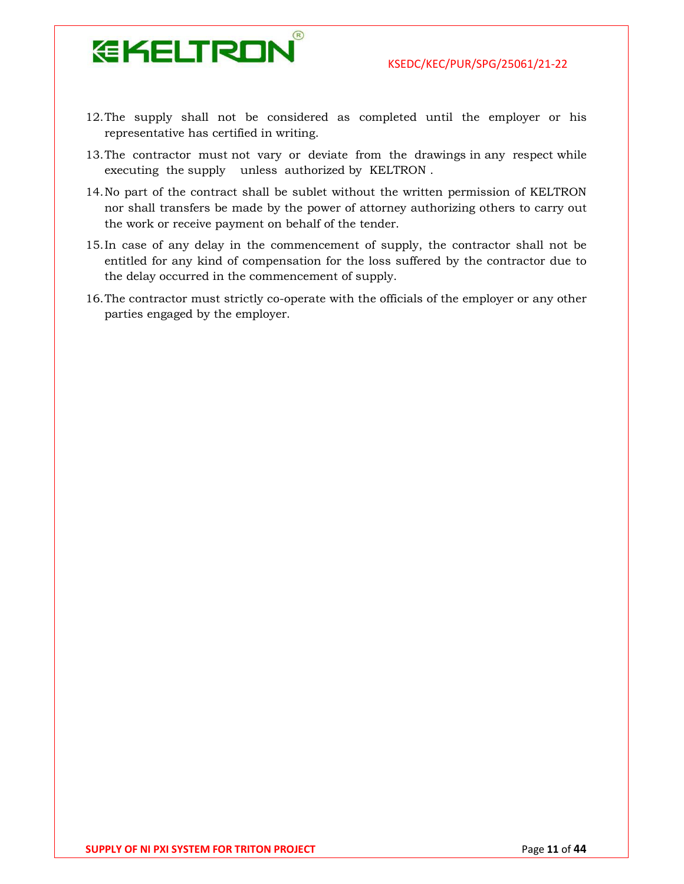12. The supply shall not be considered as completed until the employer or his representative has certified in writing.
13. The contractor must not vary or deviate from the drawings in any respect while executing the supply unless authorized by KELTRON .
14. No part of the contract shall be sublet without the written permission of KELTRON nor shall transfers be made by the power of attorney authorizing others to carry out the work or receive payment on behalf of the tender.
15. In case of any delay in the commencement of supply, the contractor shall not be entitled for any kind of compensation for the loss suffered by the contractor due to the delay occurred in the commencement of supply.
16. The contractor must strictly co-operate with the officials of the employer or any other parties engaged by the employer.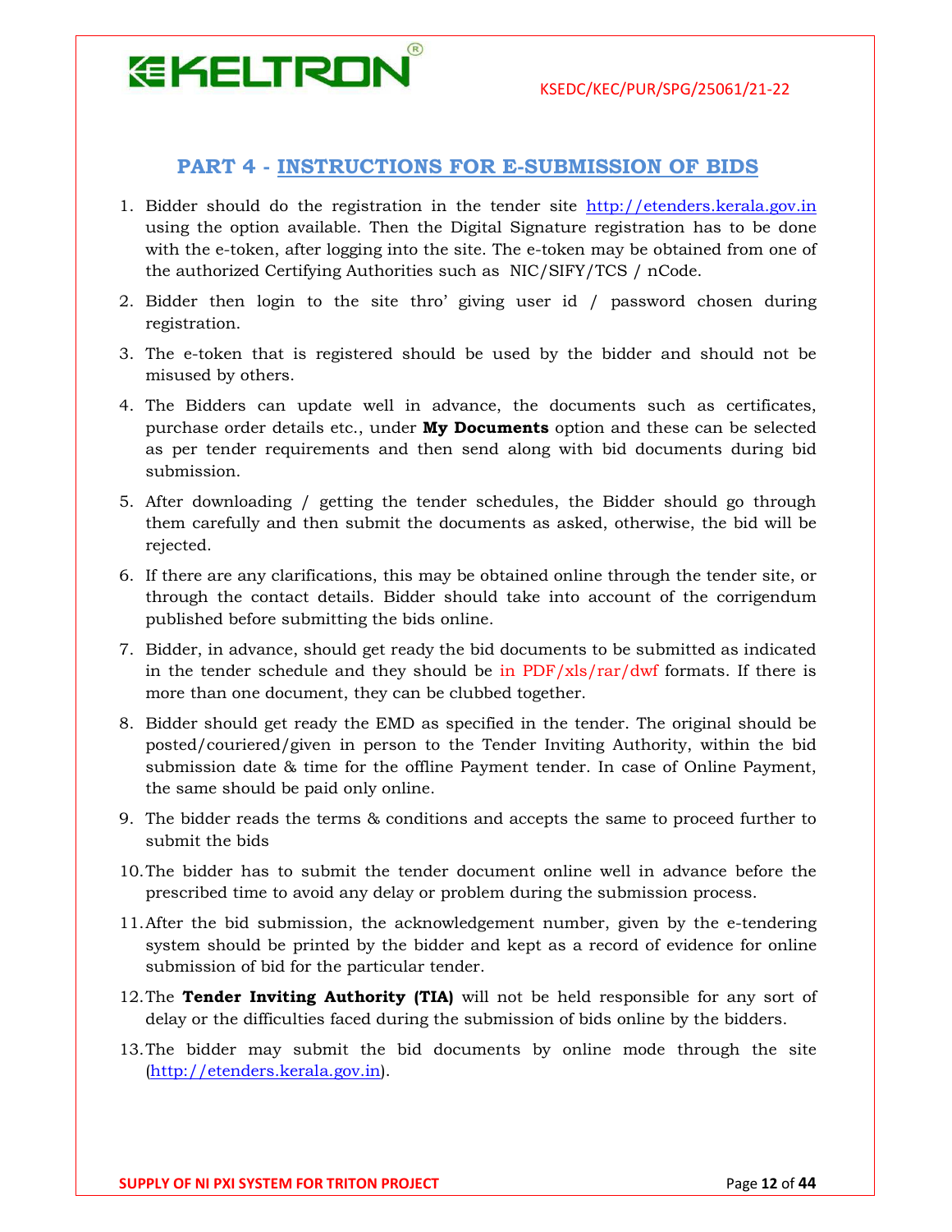## PART 4 - INSTRUCTIONS FOR E-SUBMISSION OF BIDS

1. Bidder should do the registration in the tender site http://etenders.kerala.gov.in using the option available. Then the Digital Signature registration has to be done with the e-token, after logging into the site. The e-token may be obtained from one of the authorized Certifying Authorities such as NIC/SIFY/TCS / nCode.
2. Bidder then login to the site thro' giving user id / password chosen during registration.
3. The e-token that is registered should be used by the bidder and should not be misused by others.
4. The Bidders can update well in advance, the documents such as certificates, purchase order details etc., under **My Documents** option and these can be selected as per tender requirements and then send along with bid documents during bid submission.
5. After downloading / getting the tender schedules, the Bidder should go through them carefully and then submit the documents as asked, otherwise, the bid will be rejected.
6. If there are any clarifications, this may be obtained online through the tender site, or through the contact details. Bidder should take into account of the corrigendum published before submitting the bids online.
7. Bidder, in advance, should get ready the bid documents to be submitted as indicated in the tender schedule and they should be in PDF/xls/rar/dwf formats. If there is more than one document, they can be clubbed together.
8. Bidder should get ready the EMD as specified in the tender. The original should be posted/couriered/given in person to the Tender Inviting Authority, within the bid submission date & time for the offline Payment tender. In case of Online Payment, the same should be paid only online.
9. The bidder reads the terms & conditions and accepts the same to proceed further to submit the bids
10. The bidder has to submit the tender document online well in advance before the prescribed time to avoid any delay or problem during the submission process.
11. After the bid submission, the acknowledgement number, given by the e-tendering system should be printed by the bidder and kept as a record of evidence for online submission of bid for the particular tender.
12. The **Tender Inviting Authority (TIA)** will not be held responsible for any sort of delay or the difficulties faced during the submission of bids online by the bidders.
13. The bidder may submit the bid documents by online mode through the site (http://etenders.kerala.gov.in).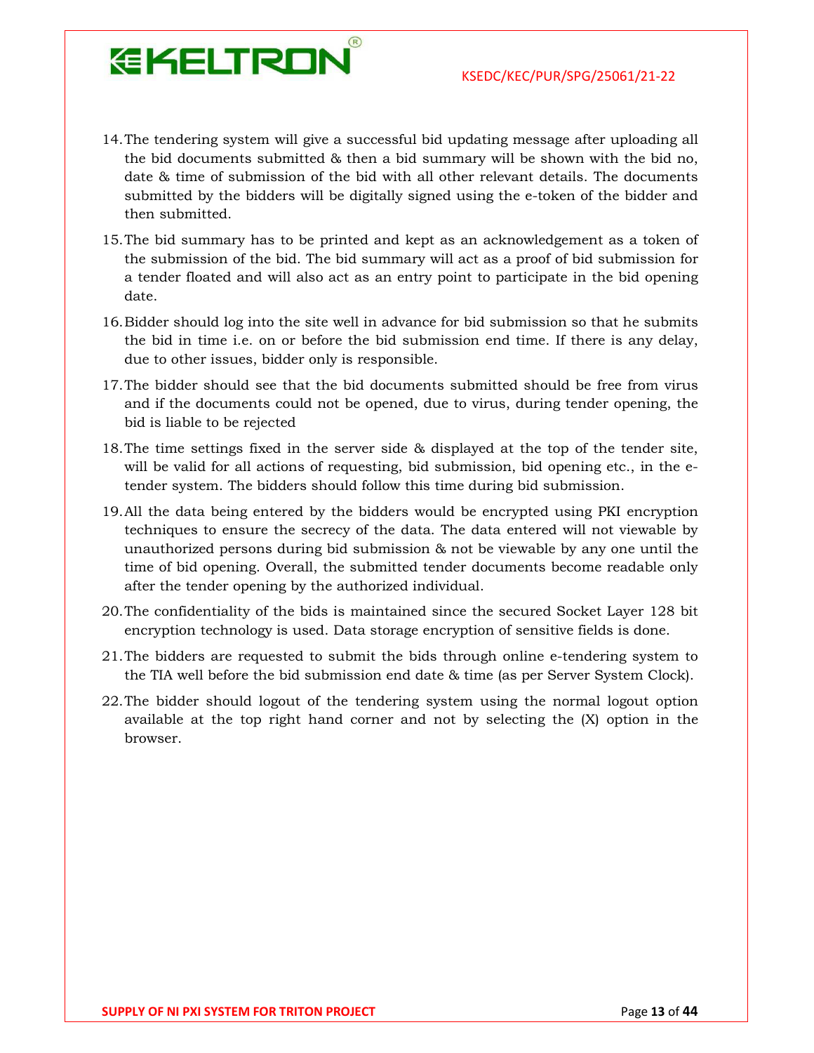14. The tendering system will give a successful bid updating message after uploading all the bid documents submitted & then a bid summary will be shown with the bid no, date & time of submission of the bid with all other relevant details. The documents submitted by the bidders will be digitally signed using the e-token of the bidder and then submitted.
15. The bid summary has to be printed and kept as an acknowledgement as a token of the submission of the bid. The bid summary will act as a proof of bid submission for a tender floated and will also act as an entry point to participate in the bid opening date.
16. Bidder should log into the site well in advance for bid submission so that he submits the bid in time i.e. on or before the bid submission end time. If there is any delay, due to other issues, bidder only is responsible.
17. The bidder should see that the bid documents submitted should be free from virus and if the documents could not be opened, due to virus, during tender opening, the bid is liable to be rejected
18. The time settings fixed in the server side & displayed at the top of the tender site, will be valid for all actions of requesting, bid submission, bid opening etc., in the e-tender system. The bidders should follow this time during bid submission.
19. All the data being entered by the bidders would be encrypted using PKI encryption techniques to ensure the secrecy of the data. The data entered will not viewable by unauthorized persons during bid submission & not be viewable by any one until the time of bid opening. Overall, the submitted tender documents become readable only after the tender opening by the authorized individual.
20. The confidentiality of the bids is maintained since the secured Socket Layer 128 bit encryption technology is used. Data storage encryption of sensitive fields is done.
21. The bidders are requested to submit the bids through online e-tendering system to the TIA well before the bid submission end date & time (as per Server System Clock).
22. The bidder should logout of the tendering system using the normal logout option available at the top right hand corner and not by selecting the (X) option in the browser.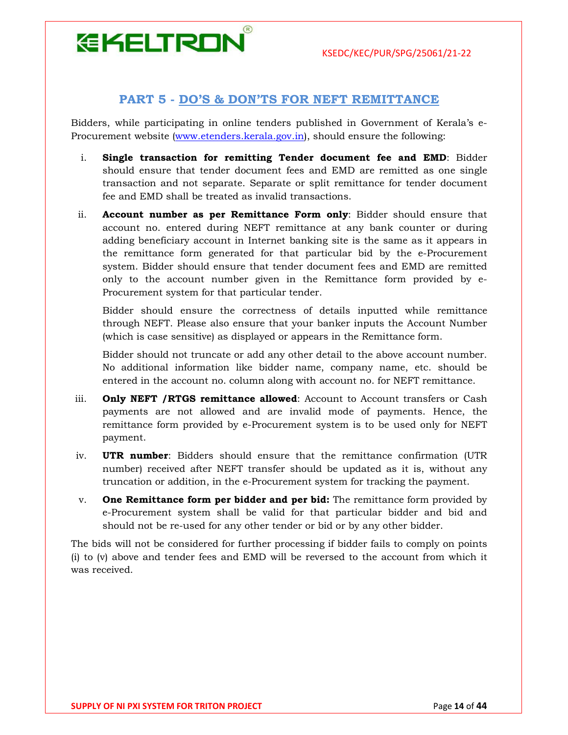## PART 5 - DO'S & DON'TS FOR NEFT REMITTANCE

Bidders, while participating in online tenders published in Government of Kerala's e-Procurement website (www.etenders.kerala.gov.in), should ensure the following:

i. **Single transaction for remitting Tender document fee and EMD**: Bidder should ensure that tender document fees and EMD are remitted as one single transaction and not separate. Separate or split remittance for tender document fee and EMD shall be treated as invalid transactions.

ii. **Account number as per Remittance Form only**: Bidder should ensure that account no. entered during NEFT remittance at any bank counter or during adding beneficiary account in Internet banking site is the same as it appears in the remittance form generated for that particular bid by the e-Procurement system. Bidder should ensure that tender document fees and EMD are remitted only to the account number given in the Remittance form provided by e-Procurement system for that particular tender.

   Bidder should ensure the correctness of details inputted while remittance through NEFT. Please also ensure that your banker inputs the Account Number (which is case sensitive) as displayed or appears in the Remittance form.

   Bidder should not truncate or add any other detail to the above account number. No additional information like bidder name, company name, etc. should be entered in the account no. column along with account no. for NEFT remittance.

iii. **Only NEFT /RTGS remittance allowed**: Account to Account transfers or Cash payments are not allowed and are invalid mode of payments. Hence, the remittance form provided by e-Procurement system is to be used only for NEFT payment.

iv. **UTR number**: Bidders should ensure that the remittance confirmation (UTR number) received after NEFT transfer should be updated as it is, without any truncation or addition, in the e-Procurement system for tracking the payment.

v. **One Remittance form per bidder and per bid:** The remittance form provided by e-Procurement system shall be valid for that particular bidder and bid and should not be re-used for any other tender or bid or by any other bidder.

The bids will not be considered for further processing if bidder fails to comply on points (i) to (v) above and tender fees and EMD will be reversed to the account from which it was received.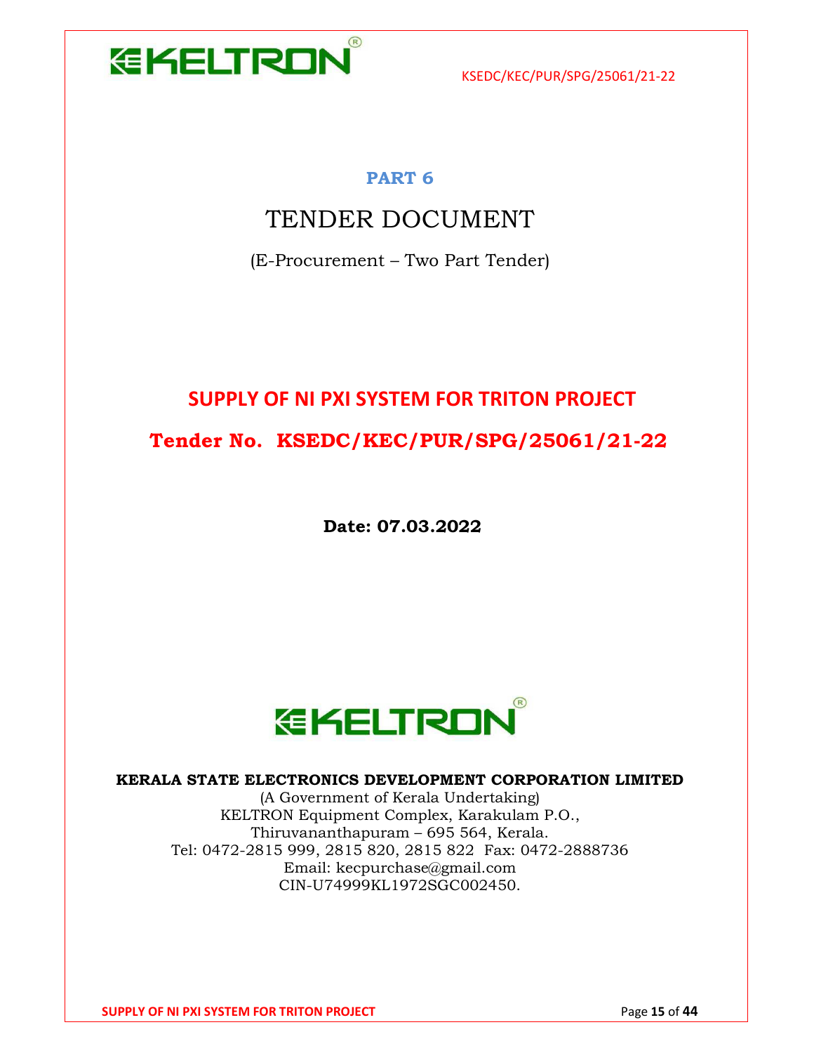# PART 6

# TENDER DOCUMENT

(E-Procurement – Two Part Tender)

## SUPPLY OF NI PXI SYSTEM FOR TRITON PROJECT

## Tender No. KSEDC/KEC/PUR/SPG/25061/21-22

**Date: 07.03.2022**

**KERALA STATE ELECTRONICS DEVELOPMENT CORPORATION LIMITED**

(A Government of Kerala Undertaking)
KELTRON Equipment Complex, Karakulam P.O.,
Thiruvananthapuram – 695 564, Kerala.
Tel: 0472-2815 999, 2815 820, 2815 822 Fax: 0472-2888736
Email: kecpurchase@gmail.com
CIN-U74999KL1972SGC002450.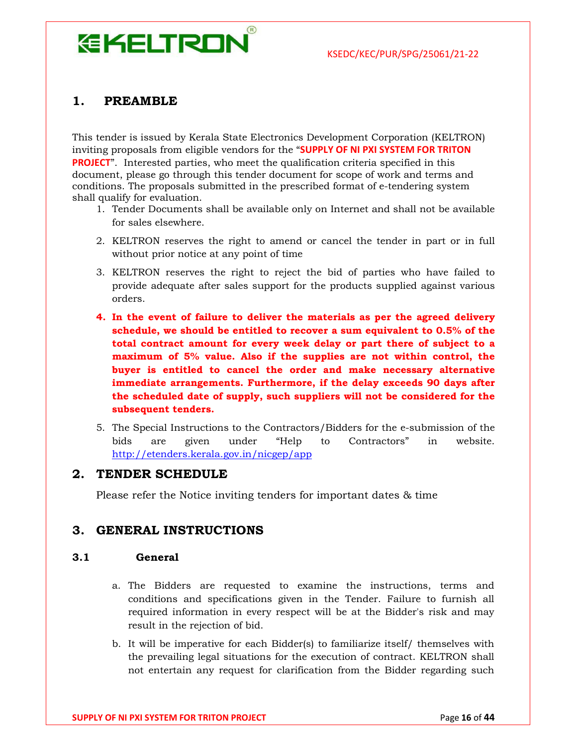## 1. PREAMBLE

This tender is issued by Kerala State Electronics Development Corporation (KELTRON) inviting proposals from eligible vendors for the "**SUPPLY OF NI PXI SYSTEM FOR TRITON PROJECT**". Interested parties, who meet the qualification criteria specified in this document, please go through this tender document for scope of work and terms and conditions. The proposals submitted in the prescribed format of e-tendering system shall qualify for evaluation.

1. Tender Documents shall be available only on Internet and shall not be available for sales elsewhere.
2. KELTRON reserves the right to amend or cancel the tender in part or in full without prior notice at any point of time
3. KELTRON reserves the right to reject the bid of parties who have failed to provide adequate after sales support for the products supplied against various orders.
4. **In the event of failure to deliver the materials as per the agreed delivery schedule, we should be entitled to recover a sum equivalent to 0.5% of the total contract amount for every week delay or part there of subject to a maximum of 5% value. Also if the supplies are not within control, the buyer is entitled to cancel the order and make necessary alternative immediate arrangements. Furthermore, if the delay exceeds 90 days after the scheduled date of supply, such suppliers will not be considered for the subsequent tenders.**
5. The Special Instructions to the Contractors/Bidders for the e-submission of the bids are given under "Help to Contractors" in website. http://etenders.kerala.gov.in/nicgep/app

## 2. TENDER SCHEDULE

Please refer the Notice inviting tenders for important dates & time

## 3. GENERAL INSTRUCTIONS

### 3.1 General

a. The Bidders are requested to examine the instructions, terms and conditions and specifications given in the Tender. Failure to furnish all required information in every respect will be at the Bidder's risk and may result in the rejection of bid.

b. It will be imperative for each Bidder(s) to familiarize itself/ themselves with the prevailing legal situations for the execution of contract. KELTRON shall not entertain any request for clarification from the Bidder regarding such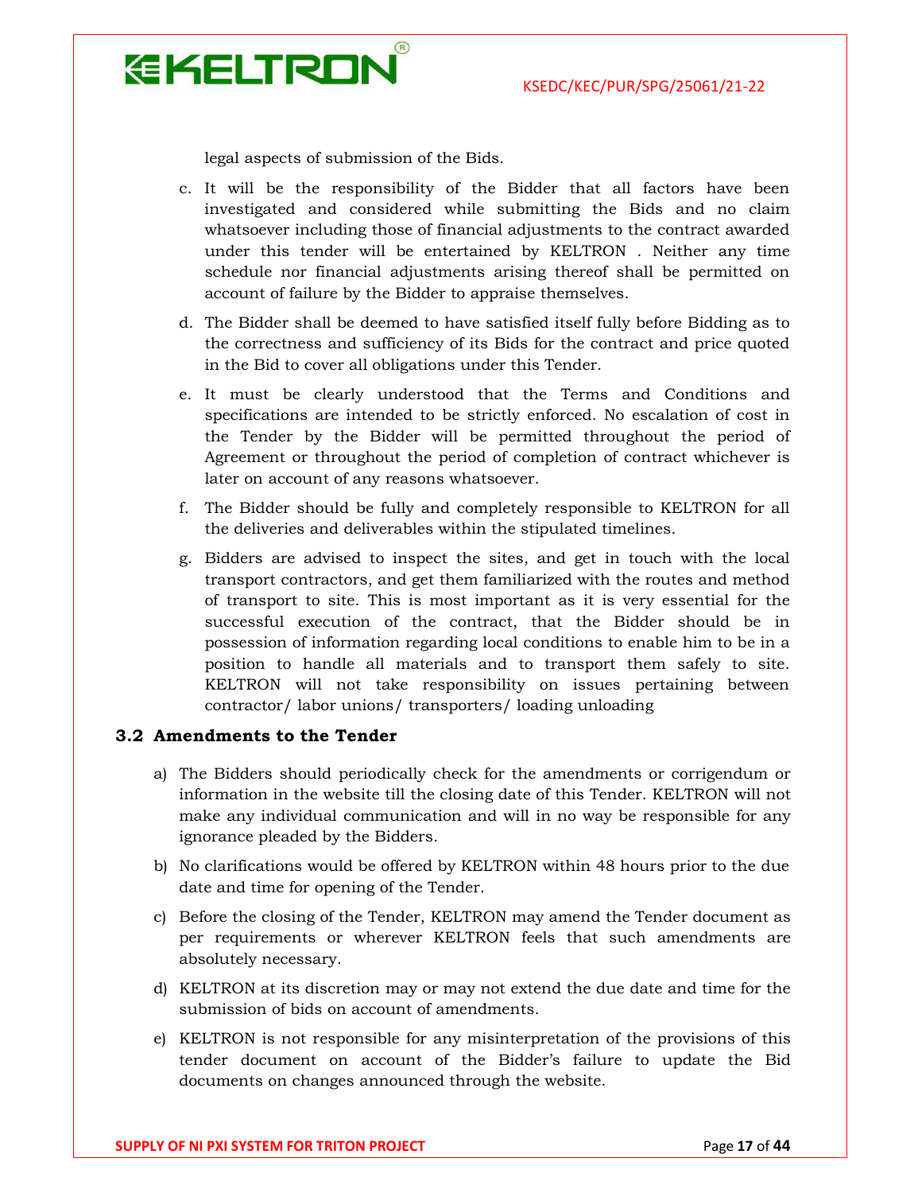legal aspects of submission of the Bids.

c. It will be the responsibility of the Bidder that all factors have been investigated and considered while submitting the Bids and no claim whatsoever including those of financial adjustments to the contract awarded under this tender will be entertained by KELTRON . Neither any time schedule nor financial adjustments arising thereof shall be permitted on account of failure by the Bidder to appraise themselves.

d. The Bidder shall be deemed to have satisfied itself fully before Bidding as to the correctness and sufficiency of its Bids for the contract and price quoted in the Bid to cover all obligations under this Tender.

e. It must be clearly understood that the Terms and Conditions and specifications are intended to be strictly enforced. No escalation of cost in the Tender by the Bidder will be permitted throughout the period of Agreement or throughout the period of completion of contract whichever is later on account of any reasons whatsoever.

f. The Bidder should be fully and completely responsible to KELTRON for all the deliveries and deliverables within the stipulated timelines.

g. Bidders are advised to inspect the sites, and get in touch with the local transport contractors, and get them familiarized with the routes and method of transport to site. This is most important as it is very essential for the successful execution of the contract, that the Bidder should be in possession of information regarding local conditions to enable him to be in a position to handle all materials and to transport them safely to site. KELTRON will not take responsibility on issues pertaining between contractor/ labor unions/ transporters/ loading unloading

### 3.2 Amendments to the Tender

a) The Bidders should periodically check for the amendments or corrigendum or information in the website till the closing date of this Tender. KELTRON will not make any individual communication and will in no way be responsible for any ignorance pleaded by the Bidders.

b) No clarifications would be offered by KELTRON within 48 hours prior to the due date and time for opening of the Tender.

c) Before the closing of the Tender, KELTRON may amend the Tender document as per requirements or wherever KELTRON feels that such amendments are absolutely necessary.

d) KELTRON at its discretion may or may not extend the due date and time for the submission of bids on account of amendments.

e) KELTRON is not responsible for any misinterpretation of the provisions of this tender document on account of the Bidder's failure to update the Bid documents on changes announced through the website.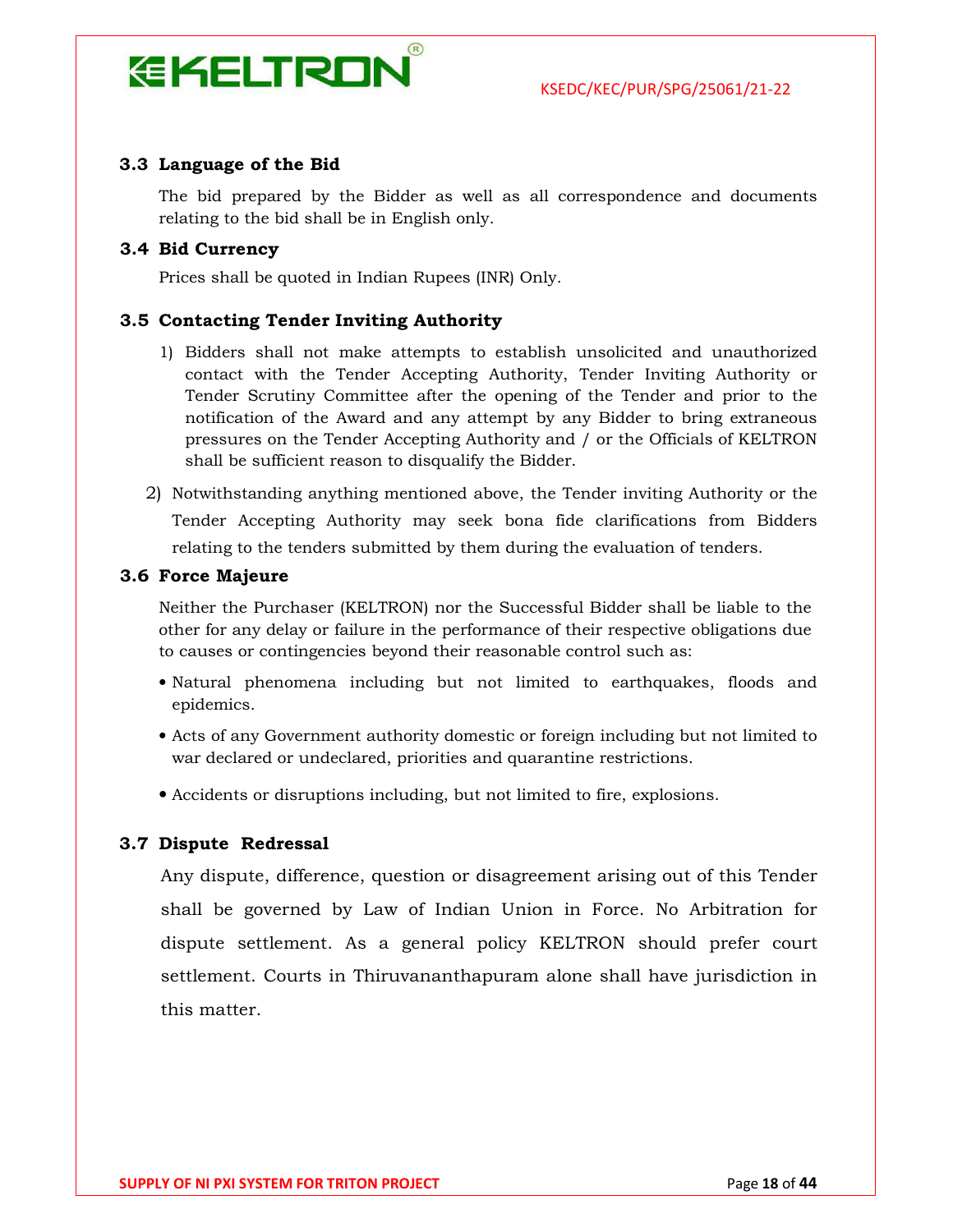### 3.3 Language of the Bid

The bid prepared by the Bidder as well as all correspondence and documents relating to the bid shall be in English only.

### 3.4 Bid Currency

Prices shall be quoted in Indian Rupees (INR) Only.

### 3.5 Contacting Tender Inviting Authority

1) Bidders shall not make attempts to establish unsolicited and unauthorized contact with the Tender Accepting Authority, Tender Inviting Authority or Tender Scrutiny Committee after the opening of the Tender and prior to the notification of the Award and any attempt by any Bidder to bring extraneous pressures on the Tender Accepting Authority and / or the Officials of KELTRON shall be sufficient reason to disqualify the Bidder.

2) Notwithstanding anything mentioned above, the Tender inviting Authority or the Tender Accepting Authority may seek bona fide clarifications from Bidders relating to the tenders submitted by them during the evaluation of tenders.

### 3.6 Force Majeure

Neither the Purchaser (KELTRON) nor the Successful Bidder shall be liable to the other for any delay or failure in the performance of their respective obligations due to causes or contingencies beyond their reasonable control such as:

- Natural phenomena including but not limited to earthquakes, floods and epidemics.
- Acts of any Government authority domestic or foreign including but not limited to war declared or undeclared, priorities and quarantine restrictions.
- Accidents or disruptions including, but not limited to fire, explosions.

### 3.7 Dispute Redressal

Any dispute, difference, question or disagreement arising out of this Tender shall be governed by Law of Indian Union in Force. No Arbitration for dispute settlement. As a general policy KELTRON should prefer court settlement. Courts in Thiruvananthapuram alone shall have jurisdiction in this matter.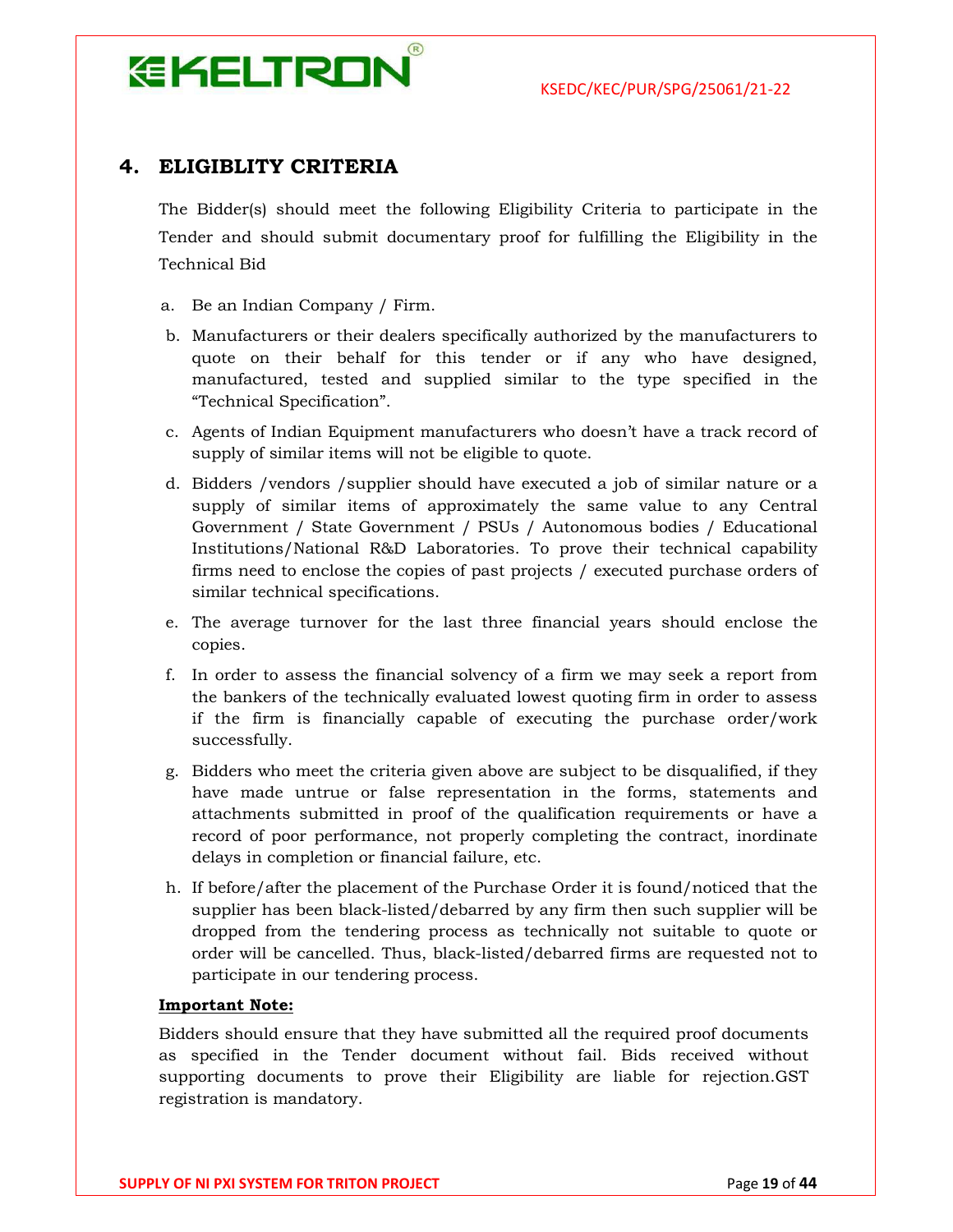## 4. ELIGIBLITY CRITERIA

The Bidder(s) should meet the following Eligibility Criteria to participate in the Tender and should submit documentary proof for fulfilling the Eligibility in the Technical Bid

a. Be an Indian Company / Firm.

b. Manufacturers or their dealers specifically authorized by the manufacturers to quote on their behalf for this tender or if any who have designed, manufactured, tested and supplied similar to the type specified in the "Technical Specification".

c. Agents of Indian Equipment manufacturers who doesn't have a track record of supply of similar items will not be eligible to quote.

d. Bidders /vendors /supplier should have executed a job of similar nature or a supply of similar items of approximately the same value to any Central Government / State Government / PSUs / Autonomous bodies / Educational Institutions/National R&D Laboratories. To prove their technical capability firms need to enclose the copies of past projects / executed purchase orders of similar technical specifications.

e. The average turnover for the last three financial years should enclose the copies.

f. In order to assess the financial solvency of a firm we may seek a report from the bankers of the technically evaluated lowest quoting firm in order to assess if the firm is financially capable of executing the purchase order/work successfully.

g. Bidders who meet the criteria given above are subject to be disqualified, if they have made untrue or false representation in the forms, statements and attachments submitted in proof of the qualification requirements or have a record of poor performance, not properly completing the contract, inordinate delays in completion or financial failure, etc.

h. If before/after the placement of the Purchase Order it is found/noticed that the supplier has been black-listed/debarred by any firm then such supplier will be dropped from the tendering process as technically not suitable to quote or order will be cancelled. Thus, black-listed/debarred firms are requested not to participate in our tendering process.

**Important Note:**

Bidders should ensure that they have submitted all the required proof documents as specified in the Tender document without fail. Bids received without supporting documents to prove their Eligibility are liable for rejection.GST registration is mandatory.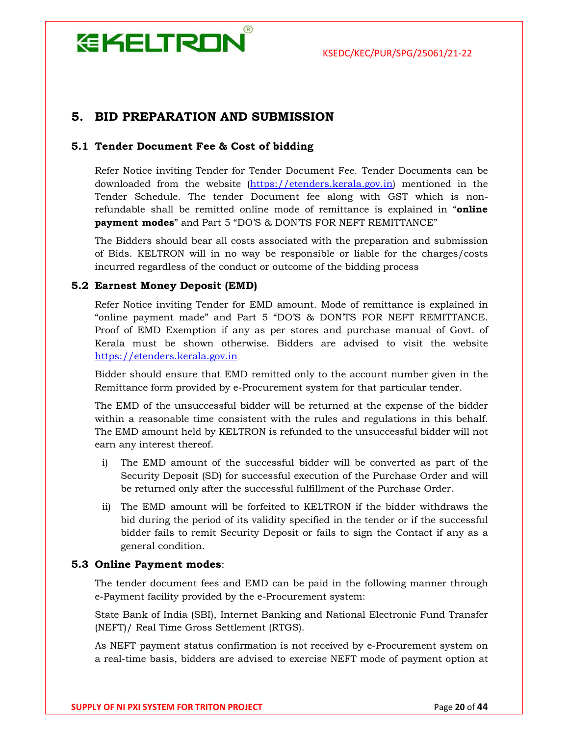## 5. BID PREPARATION AND SUBMISSION

### 5.1 Tender Document Fee & Cost of bidding

Refer Notice inviting Tender for Tender Document Fee. Tender Documents can be downloaded from the website (https://etenders.kerala.gov.in) mentioned in the Tender Schedule. The tender Document fee along with GST which is non-refundable shall be remitted online mode of remittance is explained in "**online payment modes**" and Part 5 "DO'S & DON'TS FOR NEFT REMITTANCE"

The Bidders should bear all costs associated with the preparation and submission of Bids. KELTRON will in no way be responsible or liable for the charges/costs incurred regardless of the conduct or outcome of the bidding process

### 5.2 Earnest Money Deposit (EMD)

Refer Notice inviting Tender for EMD amount. Mode of remittance is explained in "online payment made" and Part 5 "DO'S & DON'TS FOR NEFT REMITTANCE. Proof of EMD Exemption if any as per stores and purchase manual of Govt. of Kerala must be shown otherwise. Bidders are advised to visit the website https://etenders.kerala.gov.in

Bidder should ensure that EMD remitted only to the account number given in the Remittance form provided by e-Procurement system for that particular tender.

The EMD of the unsuccessful bidder will be returned at the expense of the bidder within a reasonable time consistent with the rules and regulations in this behalf. The EMD amount held by KELTRON is refunded to the unsuccessful bidder will not earn any interest thereof.

i) The EMD amount of the successful bidder will be converted as part of the Security Deposit (SD) for successful execution of the Purchase Order and will be returned only after the successful fulfillment of the Purchase Order.

ii) The EMD amount will be forfeited to KELTRON if the bidder withdraws the bid during the period of its validity specified in the tender or if the successful bidder fails to remit Security Deposit or fails to sign the Contact if any as a general condition.

### 5.3 Online Payment modes:

The tender document fees and EMD can be paid in the following manner through e-Payment facility provided by the e-Procurement system:

State Bank of India (SBI), Internet Banking and National Electronic Fund Transfer (NEFT)/ Real Time Gross Settlement (RTGS).

As NEFT payment status confirmation is not received by e-Procurement system on a real-time basis, bidders are advised to exercise NEFT mode of payment option at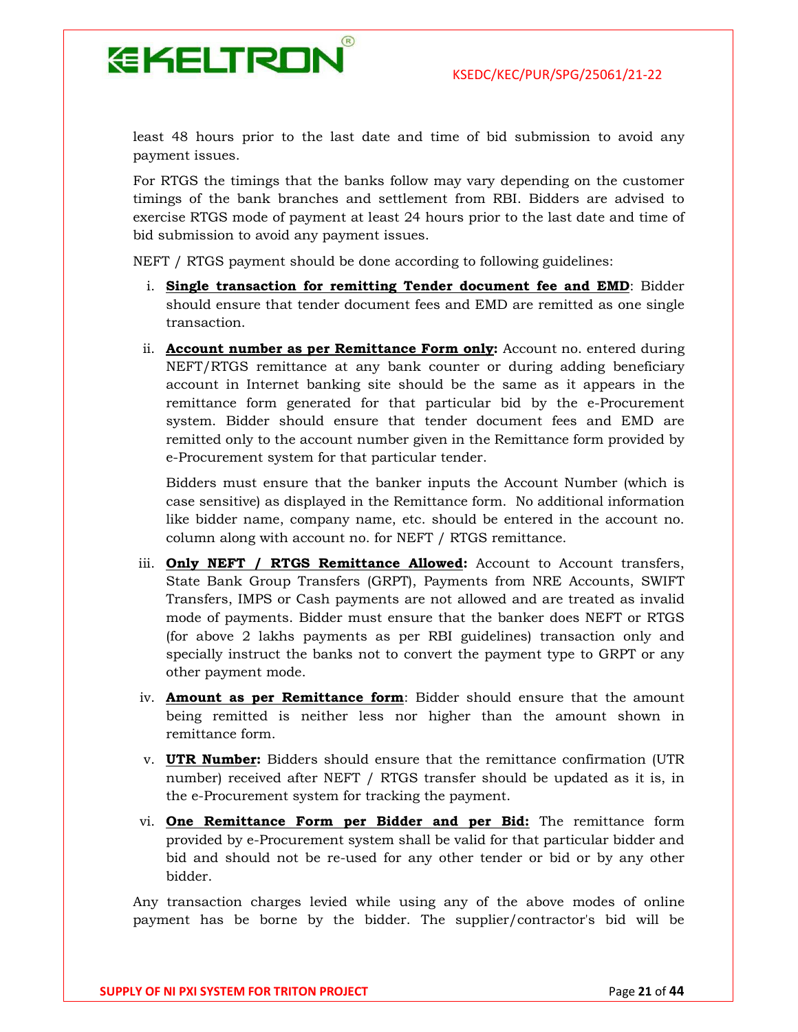least 48 hours prior to the last date and time of bid submission to avoid any payment issues.

For RTGS the timings that the banks follow may vary depending on the customer timings of the bank branches and settlement from RBI. Bidders are advised to exercise RTGS mode of payment at least 24 hours prior to the last date and time of bid submission to avoid any payment issues.

NEFT / RTGS payment should be done according to following guidelines:

i. **Single transaction for remitting Tender document fee and EMD**: Bidder should ensure that tender document fees and EMD are remitted as one single transaction.

ii. **Account number as per Remittance Form only:** Account no. entered during NEFT/RTGS remittance at any bank counter or during adding beneficiary account in Internet banking site should be the same as it appears in the remittance form generated for that particular bid by the e-Procurement system. Bidder should ensure that tender document fees and EMD are remitted only to the account number given in the Remittance form provided by e-Procurement system for that particular tender.

   Bidders must ensure that the banker inputs the Account Number (which is case sensitive) as displayed in the Remittance form. No additional information like bidder name, company name, etc. should be entered in the account no. column along with account no. for NEFT / RTGS remittance.

iii. **Only NEFT / RTGS Remittance Allowed:** Account to Account transfers, State Bank Group Transfers (GRPT), Payments from NRE Accounts, SWIFT Transfers, IMPS or Cash payments are not allowed and are treated as invalid mode of payments. Bidder must ensure that the banker does NEFT or RTGS (for above 2 lakhs payments as per RBI guidelines) transaction only and specially instruct the banks not to convert the payment type to GRPT or any other payment mode.

iv. **Amount as per Remittance form**: Bidder should ensure that the amount being remitted is neither less nor higher than the amount shown in remittance form.

v. **UTR Number:** Bidders should ensure that the remittance confirmation (UTR number) received after NEFT / RTGS transfer should be updated as it is, in the e-Procurement system for tracking the payment.

vi. **One Remittance Form per Bidder and per Bid:** The remittance form provided by e-Procurement system shall be valid for that particular bidder and bid and should not be re-used for any other tender or bid or by any other bidder.

Any transaction charges levied while using any of the above modes of online payment has be borne by the bidder. The supplier/contractor's bid will be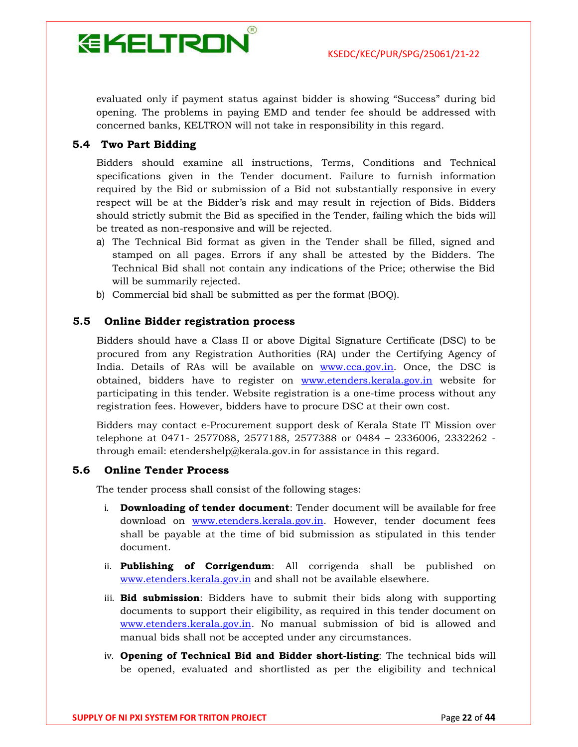evaluated only if payment status against bidder is showing "Success" during bid opening. The problems in paying EMD and tender fee should be addressed with concerned banks, KELTRON will not take in responsibility in this regard.

### 5.4 Two Part Bidding

Bidders should examine all instructions, Terms, Conditions and Technical specifications given in the Tender document. Failure to furnish information required by the Bid or submission of a Bid not substantially responsive in every respect will be at the Bidder's risk and may result in rejection of Bids. Bidders should strictly submit the Bid as specified in the Tender, failing which the bids will be treated as non-responsive and will be rejected.

a) The Technical Bid format as given in the Tender shall be filled, signed and stamped on all pages. Errors if any shall be attested by the Bidders. The Technical Bid shall not contain any indications of the Price; otherwise the Bid will be summarily rejected.
b) Commercial bid shall be submitted as per the format (BOQ).

### 5.5 Online Bidder registration process

Bidders should have a Class II or above Digital Signature Certificate (DSC) to be procured from any Registration Authorities (RA) under the Certifying Agency of India. Details of RAs will be available on www.cca.gov.in. Once, the DSC is obtained, bidders have to register on www.etenders.kerala.gov.in website for participating in this tender. Website registration is a one-time process without any registration fees. However, bidders have to procure DSC at their own cost.

Bidders may contact e-Procurement support desk of Kerala State IT Mission over telephone at 0471- 2577088, 2577188, 2577388 or 0484 – 2336006, 2332262 - through email: etendershelp@kerala.gov.in for assistance in this regard.

### 5.6 Online Tender Process

The tender process shall consist of the following stages:

i. **Downloading of tender document**: Tender document will be available for free download on www.etenders.kerala.gov.in. However, tender document fees shall be payable at the time of bid submission as stipulated in this tender document.

ii. **Publishing of Corrigendum**: All corrigenda shall be published on www.etenders.kerala.gov.in and shall not be available elsewhere.

iii. **Bid submission**: Bidders have to submit their bids along with supporting documents to support their eligibility, as required in this tender document on www.etenders.kerala.gov.in. No manual submission of bid is allowed and manual bids shall not be accepted under any circumstances.

iv. **Opening of Technical Bid and Bidder short-listing**: The technical bids will be opened, evaluated and shortlisted as per the eligibility and technical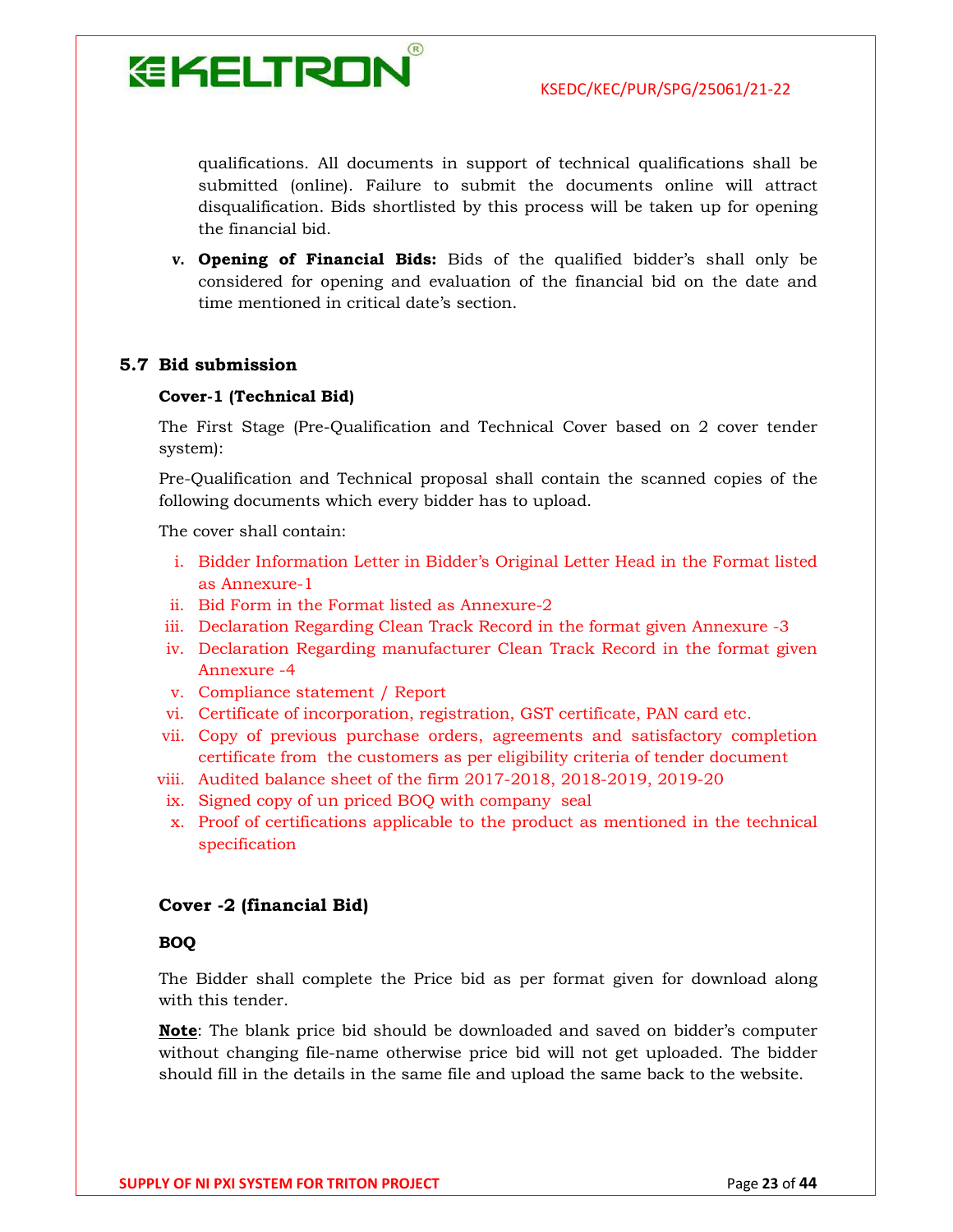qualifications. All documents in support of technical qualifications shall be submitted (online). Failure to submit the documents online will attract disqualification. Bids shortlisted by this process will be taken up for opening the financial bid.

v. **Opening of Financial Bids:** Bids of the qualified bidder's shall only be considered for opening and evaluation of the financial bid on the date and time mentioned in critical date's section.

## 5.7 Bid submission

**Cover-1 (Technical Bid)**

The First Stage (Pre-Qualification and Technical Cover based on 2 cover tender system):

Pre-Qualification and Technical proposal shall contain the scanned copies of the following documents which every bidder has to upload.

The cover shall contain:

i. Bidder Information Letter in Bidder's Original Letter Head in the Format listed as Annexure-1
ii. Bid Form in the Format listed as Annexure-2
iii. Declaration Regarding Clean Track Record in the format given Annexure -3
iv. Declaration Regarding manufacturer Clean Track Record in the format given Annexure -4
v. Compliance statement / Report
vi. Certificate of incorporation, registration, GST certificate, PAN card etc.
vii. Copy of previous purchase orders, agreements and satisfactory completion certificate from the customers as per eligibility criteria of tender document
viii. Audited balance sheet of the firm 2017-2018, 2018-2019, 2019-20
ix. Signed copy of un priced BOQ with company seal
x. Proof of certifications applicable to the product as mentioned in the technical specification

**Cover -2 (financial Bid)**

**BOQ**

The Bidder shall complete the Price bid as per format given for download along with this tender.

**Note**: The blank price bid should be downloaded and saved on bidder's computer without changing file-name otherwise price bid will not get uploaded. The bidder should fill in the details in the same file and upload the same back to the website.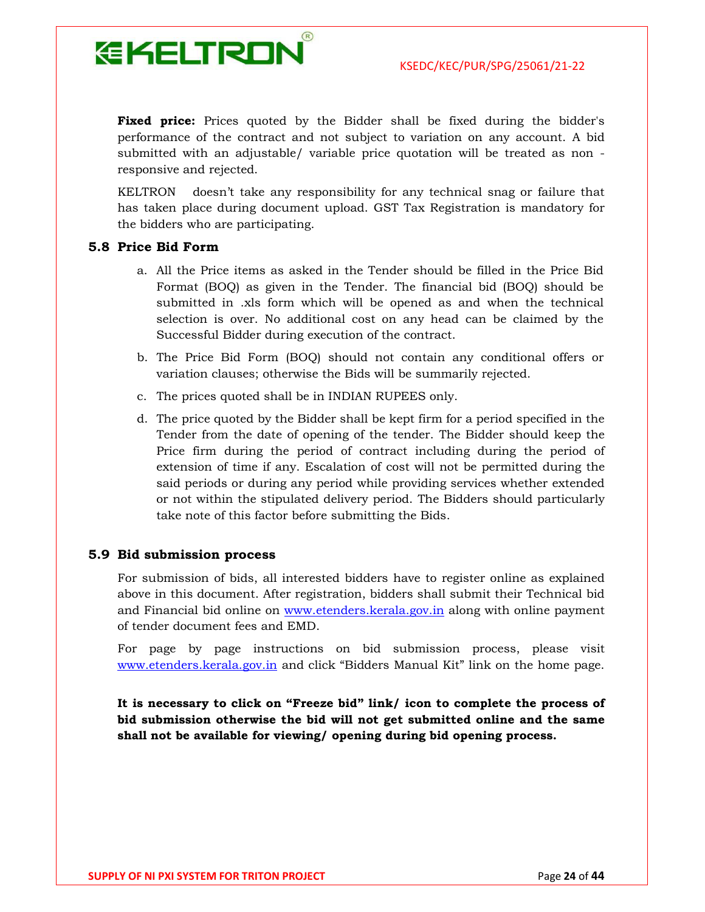**Fixed price:** Prices quoted by the Bidder shall be fixed during the bidder's performance of the contract and not subject to variation on any account. A bid submitted with an adjustable/ variable price quotation will be treated as non - responsive and rejected.

KELTRON doesn't take any responsibility for any technical snag or failure that has taken place during document upload. GST Tax Registration is mandatory for the bidders who are participating.

### 5.8 Price Bid Form

a. All the Price items as asked in the Tender should be filled in the Price Bid Format (BOQ) as given in the Tender. The financial bid (BOQ) should be submitted in .xls form which will be opened as and when the technical selection is over. No additional cost on any head can be claimed by the Successful Bidder during execution of the contract.

b. The Price Bid Form (BOQ) should not contain any conditional offers or variation clauses; otherwise the Bids will be summarily rejected.

c. The prices quoted shall be in INDIAN RUPEES only.

d. The price quoted by the Bidder shall be kept firm for a period specified in the Tender from the date of opening of the tender. The Bidder should keep the Price firm during the period of contract including during the period of extension of time if any. Escalation of cost will not be permitted during the said periods or during any period while providing services whether extended or not within the stipulated delivery period. The Bidders should particularly take note of this factor before submitting the Bids.

### 5.9 Bid submission process

For submission of bids, all interested bidders have to register online as explained above in this document. After registration, bidders shall submit their Technical bid and Financial bid online on www.etenders.kerala.gov.in along with online payment of tender document fees and EMD.

For page by page instructions on bid submission process, please visit www.etenders.kerala.gov.in and click "Bidders Manual Kit" link on the home page.

**It is necessary to click on "Freeze bid" link/ icon to complete the process of bid submission otherwise the bid will not get submitted online and the same shall not be available for viewing/ opening during bid opening process.**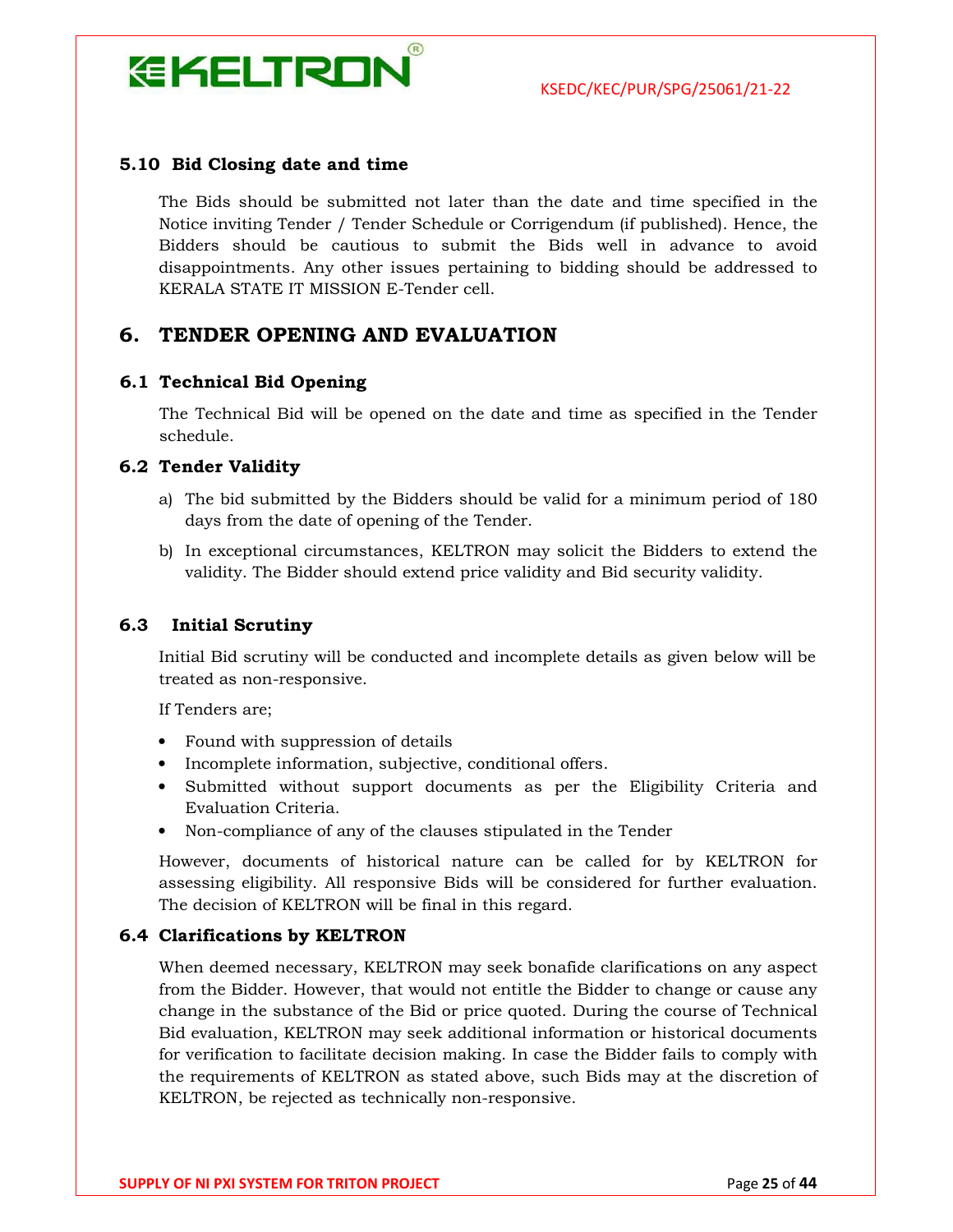### 5.10 Bid Closing date and time

The Bids should be submitted not later than the date and time specified in the Notice inviting Tender / Tender Schedule or Corrigendum (if published). Hence, the Bidders should be cautious to submit the Bids well in advance to avoid disappointments. Any other issues pertaining to bidding should be addressed to KERALA STATE IT MISSION E-Tender cell.

## 6. TENDER OPENING AND EVALUATION

### 6.1 Technical Bid Opening

The Technical Bid will be opened on the date and time as specified in the Tender schedule.

### 6.2 Tender Validity

a) The bid submitted by the Bidders should be valid for a minimum period of 180 days from the date of opening of the Tender.

b) In exceptional circumstances, KELTRON may solicit the Bidders to extend the validity. The Bidder should extend price validity and Bid security validity.

### 6.3 Initial Scrutiny

Initial Bid scrutiny will be conducted and incomplete details as given below will be treated as non-responsive.

If Tenders are;

- Found with suppression of details
- Incomplete information, subjective, conditional offers.
- Submitted without support documents as per the Eligibility Criteria and Evaluation Criteria.
- Non-compliance of any of the clauses stipulated in the Tender

However, documents of historical nature can be called for by KELTRON for assessing eligibility. All responsive Bids will be considered for further evaluation. The decision of KELTRON will be final in this regard.

### 6.4 Clarifications by KELTRON

When deemed necessary, KELTRON may seek bonafide clarifications on any aspect from the Bidder. However, that would not entitle the Bidder to change or cause any change in the substance of the Bid or price quoted. During the course of Technical Bid evaluation, KELTRON may seek additional information or historical documents for verification to facilitate decision making. In case the Bidder fails to comply with the requirements of KELTRON as stated above, such Bids may at the discretion of KELTRON, be rejected as technically non-responsive.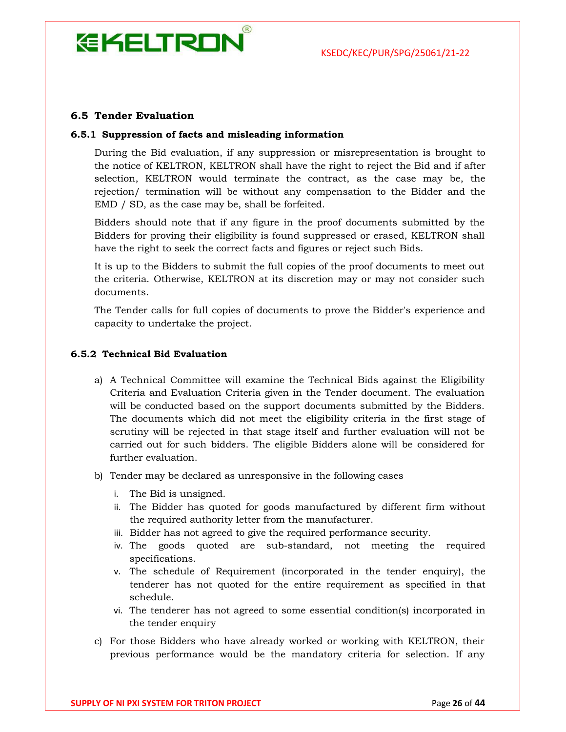## 6.5 Tender Evaluation

### 6.5.1 Suppression of facts and misleading information

During the Bid evaluation, if any suppression or misrepresentation is brought to the notice of KELTRON, KELTRON shall have the right to reject the Bid and if after selection, KELTRON would terminate the contract, as the case may be, the rejection/ termination will be without any compensation to the Bidder and the EMD / SD, as the case may be, shall be forfeited.

Bidders should note that if any figure in the proof documents submitted by the Bidders for proving their eligibility is found suppressed or erased, KELTRON shall have the right to seek the correct facts and figures or reject such Bids.

It is up to the Bidders to submit the full copies of the proof documents to meet out the criteria. Otherwise, KELTRON at its discretion may or may not consider such documents.

The Tender calls for full copies of documents to prove the Bidder's experience and capacity to undertake the project.

### 6.5.2 Technical Bid Evaluation

a) A Technical Committee will examine the Technical Bids against the Eligibility Criteria and Evaluation Criteria given in the Tender document. The evaluation will be conducted based on the support documents submitted by the Bidders. The documents which did not meet the eligibility criteria in the first stage of scrutiny will be rejected in that stage itself and further evaluation will not be carried out for such bidders. The eligible Bidders alone will be considered for further evaluation.

b) Tender may be declared as unresponsive in the following cases

   i. The Bid is unsigned.
   ii. The Bidder has quoted for goods manufactured by different firm without the required authority letter from the manufacturer.
   iii. Bidder has not agreed to give the required performance security.
   iv. The goods quoted are sub-standard, not meeting the required specifications.
   v. The schedule of Requirement (incorporated in the tender enquiry), the tenderer has not quoted for the entire requirement as specified in that schedule.
   vi. The tenderer has not agreed to some essential condition(s) incorporated in the tender enquiry

c) For those Bidders who have already worked or working with KELTRON, their previous performance would be the mandatory criteria for selection. If any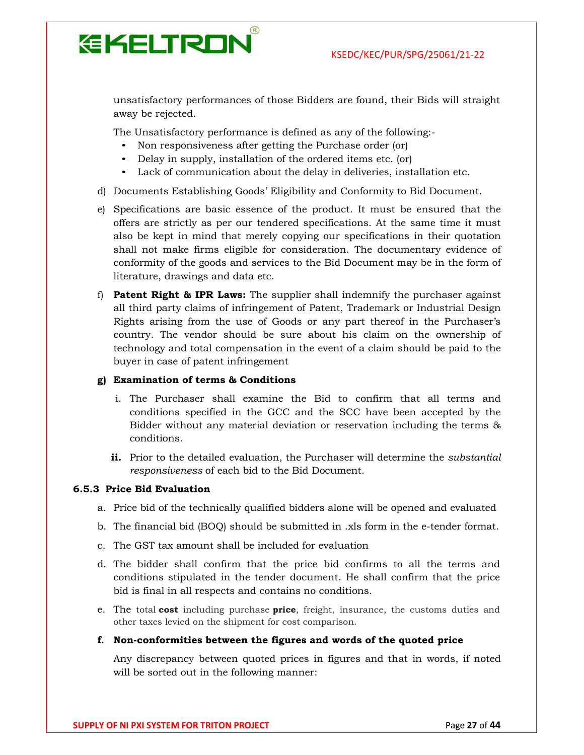unsatisfactory performances of those Bidders are found, their Bids will straight away be rejected.

The Unsatisfactory performance is defined as any of the following:-

- Non responsiveness after getting the Purchase order (or)
- Delay in supply, installation of the ordered items etc. (or)
- Lack of communication about the delay in deliveries, installation etc.

d) Documents Establishing Goods' Eligibility and Conformity to Bid Document.

e) Specifications are basic essence of the product. It must be ensured that the offers are strictly as per our tendered specifications. At the same time it must also be kept in mind that merely copying our specifications in their quotation shall not make firms eligible for consideration. The documentary evidence of conformity of the goods and services to the Bid Document may be in the form of literature, drawings and data etc.

f) **Patent Right & IPR Laws:** The supplier shall indemnify the purchaser against all third party claims of infringement of Patent, Trademark or Industrial Design Rights arising from the use of Goods or any part thereof in the Purchaser's country. The vendor should be sure about his claim on the ownership of technology and total compensation in the event of a claim should be paid to the buyer in case of patent infringement

**g) Examination of terms & Conditions**

i. The Purchaser shall examine the Bid to confirm that all terms and conditions specified in the GCC and the SCC have been accepted by the Bidder without any material deviation or reservation including the terms & conditions.

**ii.** Prior to the detailed evaluation, the Purchaser will determine the *substantial responsiveness* of each bid to the Bid Document.

### 6.5.3 Price Bid Evaluation

a. Price bid of the technically qualified bidders alone will be opened and evaluated

b. The financial bid (BOQ) should be submitted in .xls form in the e-tender format.

c. The GST tax amount shall be included for evaluation

d. The bidder shall confirm that the price bid confirms to all the terms and conditions stipulated in the tender document. He shall confirm that the price bid is final in all respects and contains no conditions.

e. The total **cost** including purchase **price**, freight, insurance, the customs duties and other taxes levied on the shipment for cost comparison.

**f. Non-conformities between the figures and words of the quoted price**

Any discrepancy between quoted prices in figures and that in words, if noted will be sorted out in the following manner: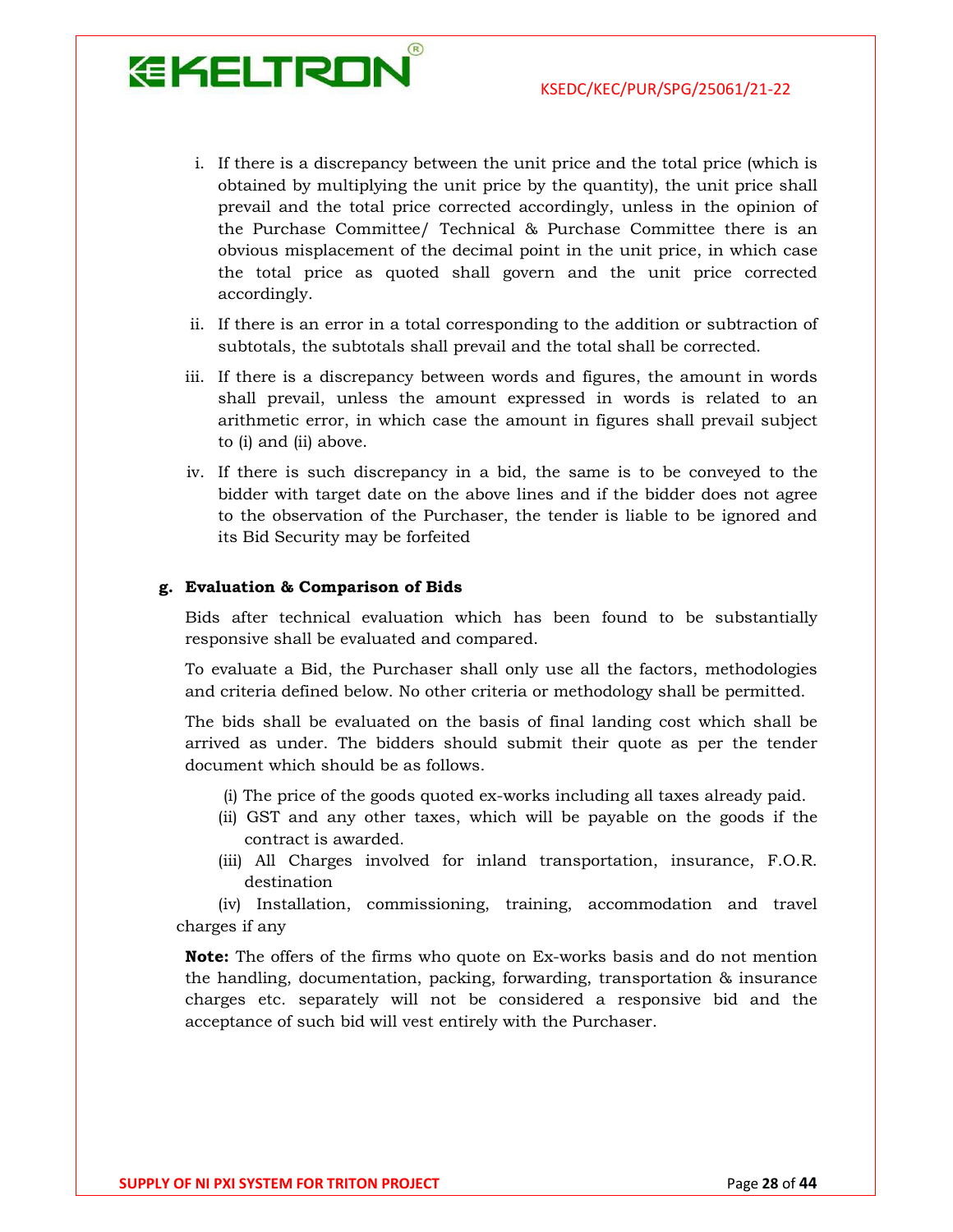i. If there is a discrepancy between the unit price and the total price (which is obtained by multiplying the unit price by the quantity), the unit price shall prevail and the total price corrected accordingly, unless in the opinion of the Purchase Committee/ Technical & Purchase Committee there is an obvious misplacement of the decimal point in the unit price, in which case the total price as quoted shall govern and the unit price corrected accordingly.

ii. If there is an error in a total corresponding to the addition or subtraction of subtotals, the subtotals shall prevail and the total shall be corrected.

iii. If there is a discrepancy between words and figures, the amount in words shall prevail, unless the amount expressed in words is related to an arithmetic error, in which case the amount in figures shall prevail subject to (i) and (ii) above.

iv. If there is such discrepancy in a bid, the same is to be conveyed to the bidder with target date on the above lines and if the bidder does not agree to the observation of the Purchaser, the tender is liable to be ignored and its Bid Security may be forfeited

**g. Evaluation & Comparison of Bids**

Bids after technical evaluation which has been found to be substantially responsive shall be evaluated and compared.

To evaluate a Bid, the Purchaser shall only use all the factors, methodologies and criteria defined below. No other criteria or methodology shall be permitted.

The bids shall be evaluated on the basis of final landing cost which shall be arrived as under. The bidders should submit their quote as per the tender document which should be as follows.

(i) The price of the goods quoted ex-works including all taxes already paid.

(ii) GST and any other taxes, which will be payable on the goods if the contract is awarded.

(iii) All Charges involved for inland transportation, insurance, F.O.R. destination

(iv) Installation, commissioning, training, accommodation and travel charges if any

**Note:** The offers of the firms who quote on Ex-works basis and do not mention the handling, documentation, packing, forwarding, transportation & insurance charges etc. separately will not be considered a responsive bid and the acceptance of such bid will vest entirely with the Purchaser.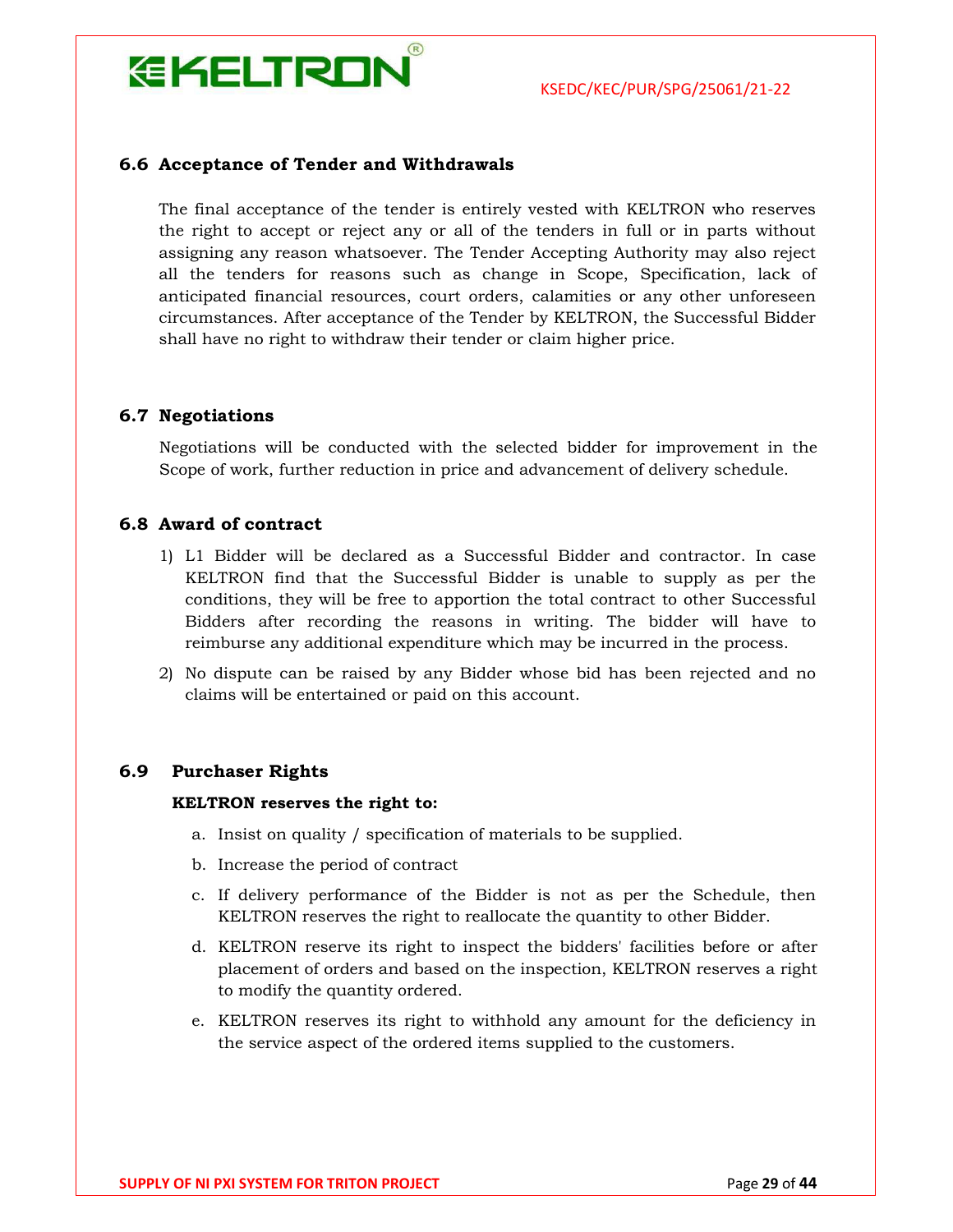## 6.6 Acceptance of Tender and Withdrawals

The final acceptance of the tender is entirely vested with KELTRON who reserves the right to accept or reject any or all of the tenders in full or in parts without assigning any reason whatsoever. The Tender Accepting Authority may also reject all the tenders for reasons such as change in Scope, Specification, lack of anticipated financial resources, court orders, calamities or any other unforeseen circumstances. After acceptance of the Tender by KELTRON, the Successful Bidder shall have no right to withdraw their tender or claim higher price.

## 6.7 Negotiations

Negotiations will be conducted with the selected bidder for improvement in the Scope of work, further reduction in price and advancement of delivery schedule.

## 6.8 Award of contract

1) L1 Bidder will be declared as a Successful Bidder and contractor. In case KELTRON find that the Successful Bidder is unable to supply as per the conditions, they will be free to apportion the total contract to other Successful Bidders after recording the reasons in writing. The bidder will have to reimburse any additional expenditure which may be incurred in the process.
2) No dispute can be raised by any Bidder whose bid has been rejected and no claims will be entertained or paid on this account.

## 6.9 Purchaser Rights

**KELTRON reserves the right to:**

a. Insist on quality / specification of materials to be supplied.

b. Increase the period of contract

c. If delivery performance of the Bidder is not as per the Schedule, then KELTRON reserves the right to reallocate the quantity to other Bidder.

d. KELTRON reserve its right to inspect the bidders' facilities before or after placement of orders and based on the inspection, KELTRON reserves a right to modify the quantity ordered.

e. KELTRON reserves its right to withhold any amount for the deficiency in the service aspect of the ordered items supplied to the customers.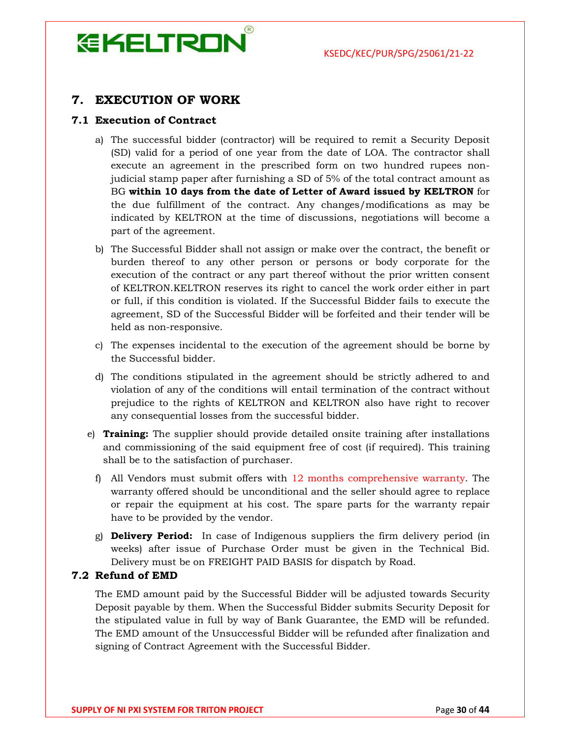## 7. EXECUTION OF WORK

### 7.1 Execution of Contract

a) The successful bidder (contractor) will be required to remit a Security Deposit (SD) valid for a period of one year from the date of LOA. The contractor shall execute an agreement in the prescribed form on two hundred rupees non-judicial stamp paper after furnishing a SD of 5% of the total contract amount as BG **within 10 days from the date of Letter of Award issued by KELTRON** for the due fulfillment of the contract. Any changes/modifications as may be indicated by KELTRON at the time of discussions, negotiations will become a part of the agreement.

b) The Successful Bidder shall not assign or make over the contract, the benefit or burden thereof to any other person or persons or body corporate for the execution of the contract or any part thereof without the prior written consent of KELTRON.KELTRON reserves its right to cancel the work order either in part or full, if this condition is violated. If the Successful Bidder fails to execute the agreement, SD of the Successful Bidder will be forfeited and their tender will be held as non-responsive.

c) The expenses incidental to the execution of the agreement should be borne by the Successful bidder.

d) The conditions stipulated in the agreement should be strictly adhered to and violation of any of the conditions will entail termination of the contract without prejudice to the rights of KELTRON and KELTRON also have right to recover any consequential losses from the successful bidder.

e) **Training:** The supplier should provide detailed onsite training after installations and commissioning of the said equipment free of cost (if required). This training shall be to the satisfaction of purchaser.

f) All Vendors must submit offers with 12 months comprehensive warranty. The warranty offered should be unconditional and the seller should agree to replace or repair the equipment at his cost. The spare parts for the warranty repair have to be provided by the vendor.

g) **Delivery Period:** In case of Indigenous suppliers the firm delivery period (in weeks) after issue of Purchase Order must be given in the Technical Bid. Delivery must be on FREIGHT PAID BASIS for dispatch by Road.

### 7.2 Refund of EMD

The EMD amount paid by the Successful Bidder will be adjusted towards Security Deposit payable by them. When the Successful Bidder submits Security Deposit for the stipulated value in full by way of Bank Guarantee, the EMD will be refunded. The EMD amount of the Unsuccessful Bidder will be refunded after finalization and signing of Contract Agreement with the Successful Bidder.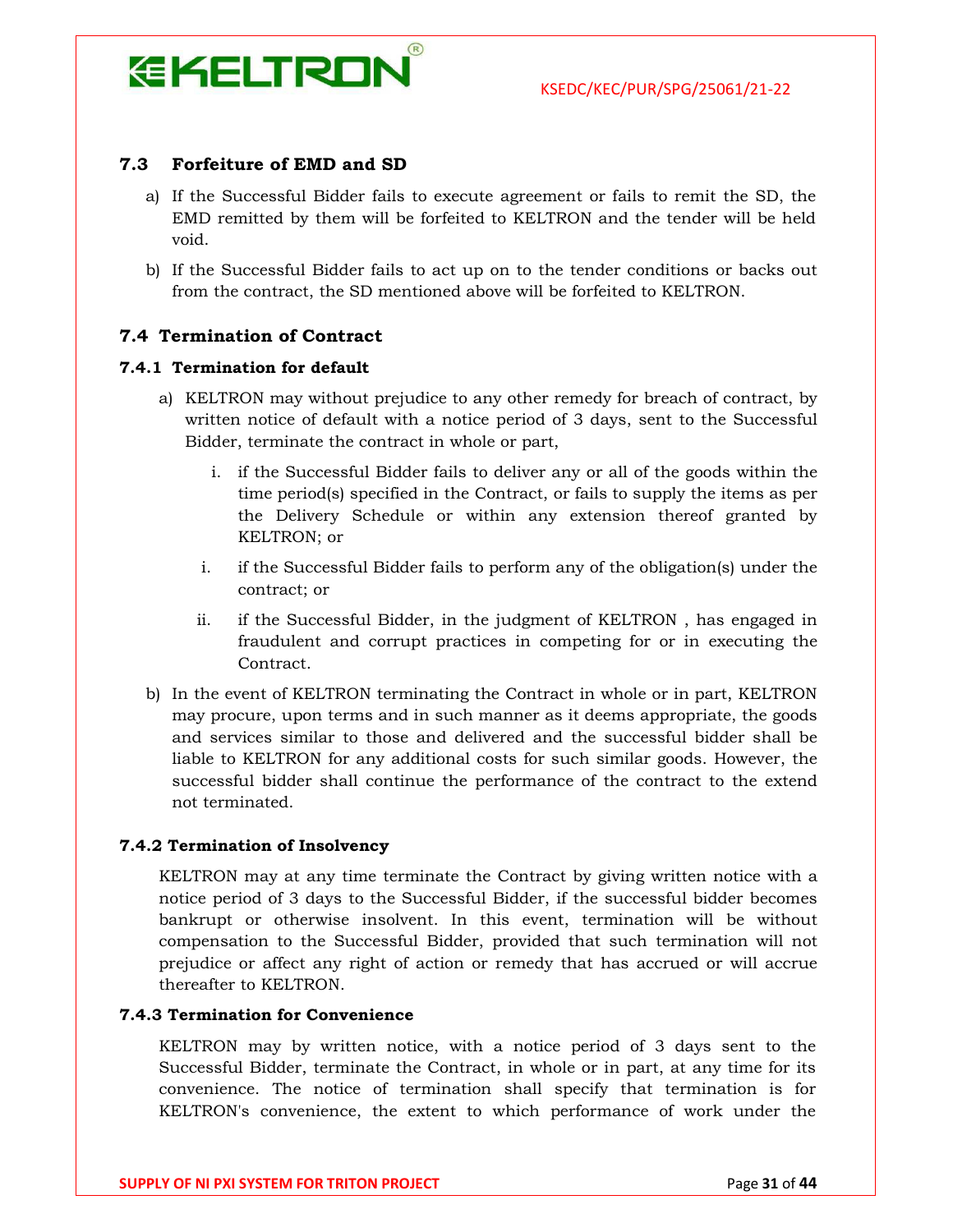### 7.3 Forfeiture of EMD and SD

a) If the Successful Bidder fails to execute agreement or fails to remit the SD, the EMD remitted by them will be forfeited to KELTRON and the tender will be held void.

b) If the Successful Bidder fails to act up on to the tender conditions or backs out from the contract, the SD mentioned above will be forfeited to KELTRON.

### 7.4 Termination of Contract

#### 7.4.1 Termination for default

a) KELTRON may without prejudice to any other remedy for breach of contract, by written notice of default with a notice period of 3 days, sent to the Successful Bidder, terminate the contract in whole or part,

   i. if the Successful Bidder fails to deliver any or all of the goods within the time period(s) specified in the Contract, or fails to supply the items as per the Delivery Schedule or within any extension thereof granted by KELTRON; or

   i. if the Successful Bidder fails to perform any of the obligation(s) under the contract; or

   ii. if the Successful Bidder, in the judgment of KELTRON , has engaged in fraudulent and corrupt practices in competing for or in executing the Contract.

b) In the event of KELTRON terminating the Contract in whole or in part, KELTRON may procure, upon terms and in such manner as it deems appropriate, the goods and services similar to those and delivered and the successful bidder shall be liable to KELTRON for any additional costs for such similar goods. However, the successful bidder shall continue the performance of the contract to the extend not terminated.

#### 7.4.2 Termination of Insolvency

KELTRON may at any time terminate the Contract by giving written notice with a notice period of 3 days to the Successful Bidder, if the successful bidder becomes bankrupt or otherwise insolvent. In this event, termination will be without compensation to the Successful Bidder, provided that such termination will not prejudice or affect any right of action or remedy that has accrued or will accrue thereafter to KELTRON.

#### 7.4.3 Termination for Convenience

KELTRON may by written notice, with a notice period of 3 days sent to the Successful Bidder, terminate the Contract, in whole or in part, at any time for its convenience. The notice of termination shall specify that termination is for KELTRON's convenience, the extent to which performance of work under the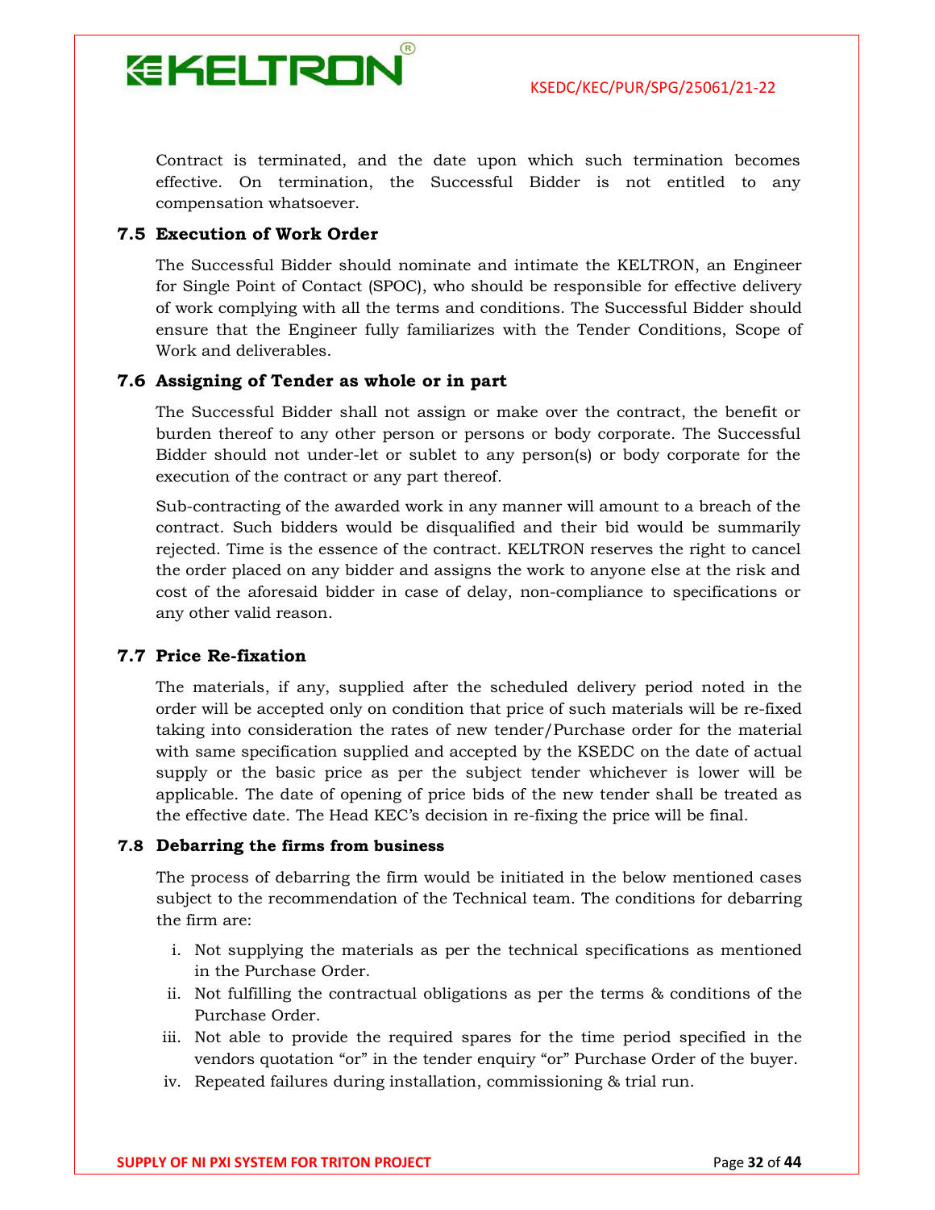Contract is terminated, and the date upon which such termination becomes effective. On termination, the Successful Bidder is not entitled to any compensation whatsoever.

### 7.5 Execution of Work Order

The Successful Bidder should nominate and intimate the KELTRON, an Engineer for Single Point of Contact (SPOC), who should be responsible for effective delivery of work complying with all the terms and conditions. The Successful Bidder should ensure that the Engineer fully familiarizes with the Tender Conditions, Scope of Work and deliverables.

### 7.6 Assigning of Tender as whole or in part

The Successful Bidder shall not assign or make over the contract, the benefit or burden thereof to any other person or persons or body corporate. The Successful Bidder should not under-let or sublet to any person(s) or body corporate for the execution of the contract or any part thereof.

Sub-contracting of the awarded work in any manner will amount to a breach of the contract. Such bidders would be disqualified and their bid would be summarily rejected. Time is the essence of the contract. KELTRON reserves the right to cancel the order placed on any bidder and assigns the work to anyone else at the risk and cost of the aforesaid bidder in case of delay, non-compliance to specifications or any other valid reason.

### 7.7 Price Re-fixation

The materials, if any, supplied after the scheduled delivery period noted in the order will be accepted only on condition that price of such materials will be re-fixed taking into consideration the rates of new tender/Purchase order for the material with same specification supplied and accepted by the KSEDC on the date of actual supply or the basic price as per the subject tender whichever is lower will be applicable. The date of opening of price bids of the new tender shall be treated as the effective date. The Head KEC's decision in re-fixing the price will be final.

### 7.8 Debarring the firms from business

The process of debarring the firm would be initiated in the below mentioned cases subject to the recommendation of the Technical team. The conditions for debarring the firm are:

i. Not supplying the materials as per the technical specifications as mentioned in the Purchase Order.

ii. Not fulfilling the contractual obligations as per the terms & conditions of the Purchase Order.

iii. Not able to provide the required spares for the time period specified in the vendors quotation "or" in the tender enquiry "or" Purchase Order of the buyer.

iv. Repeated failures during installation, commissioning & trial run.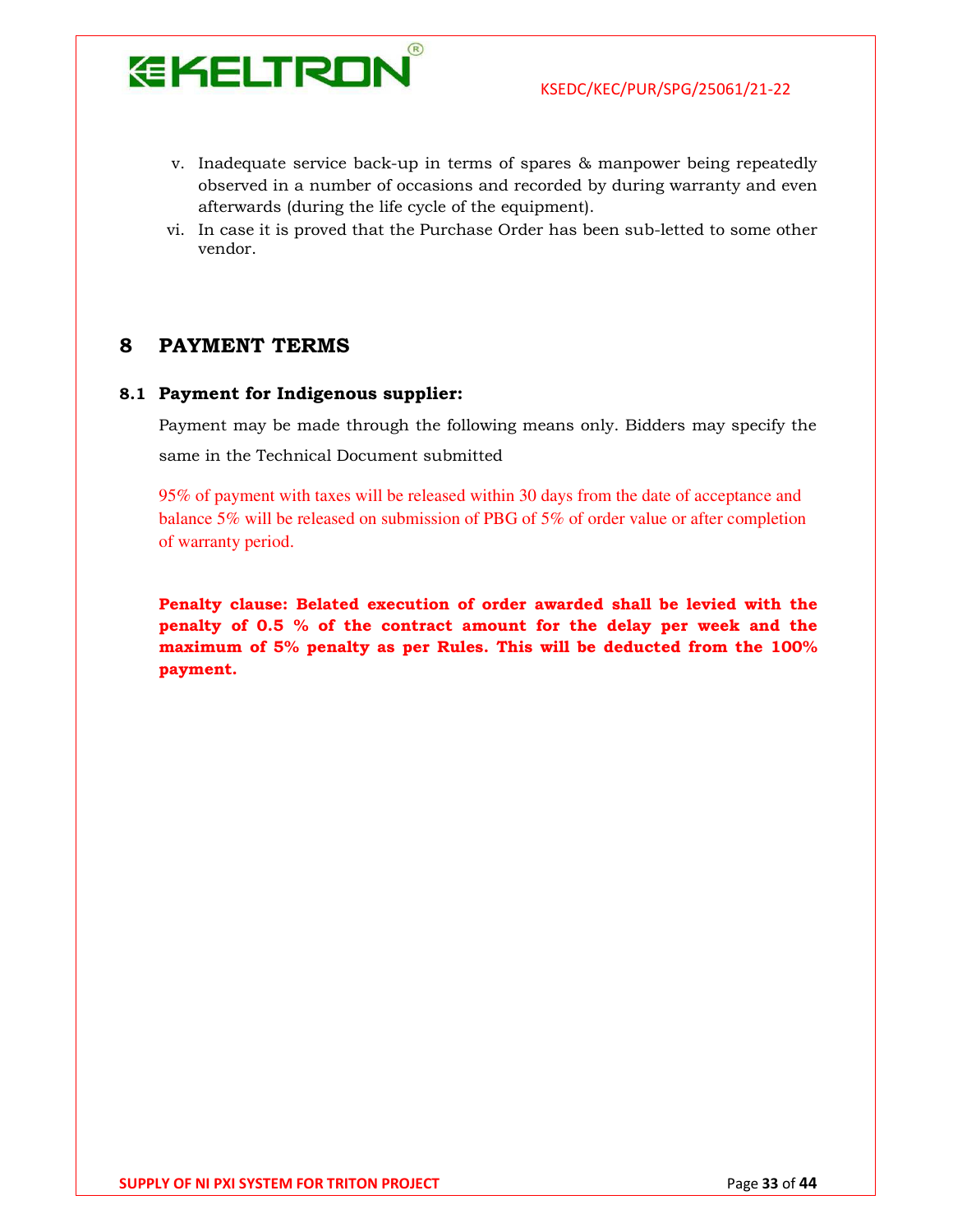v. Inadequate service back-up in terms of spares & manpower being repeatedly observed in a number of occasions and recorded by during warranty and even afterwards (during the life cycle of the equipment).

vi. In case it is proved that the Purchase Order has been sub-letted to some other vendor.

# 8 PAYMENT TERMS

## 8.1 Payment for Indigenous supplier:

Payment may be made through the following means only. Bidders may specify the same in the Technical Document submitted

95% of payment with taxes will be released within 30 days from the date of acceptance and balance 5% will be released on submission of PBG of 5% of order value or after completion of warranty period.

**Penalty clause: Belated execution of order awarded shall be levied with the penalty of 0.5 % of the contract amount for the delay per week and the maximum of 5% penalty as per Rules. This will be deducted from the 100% payment.**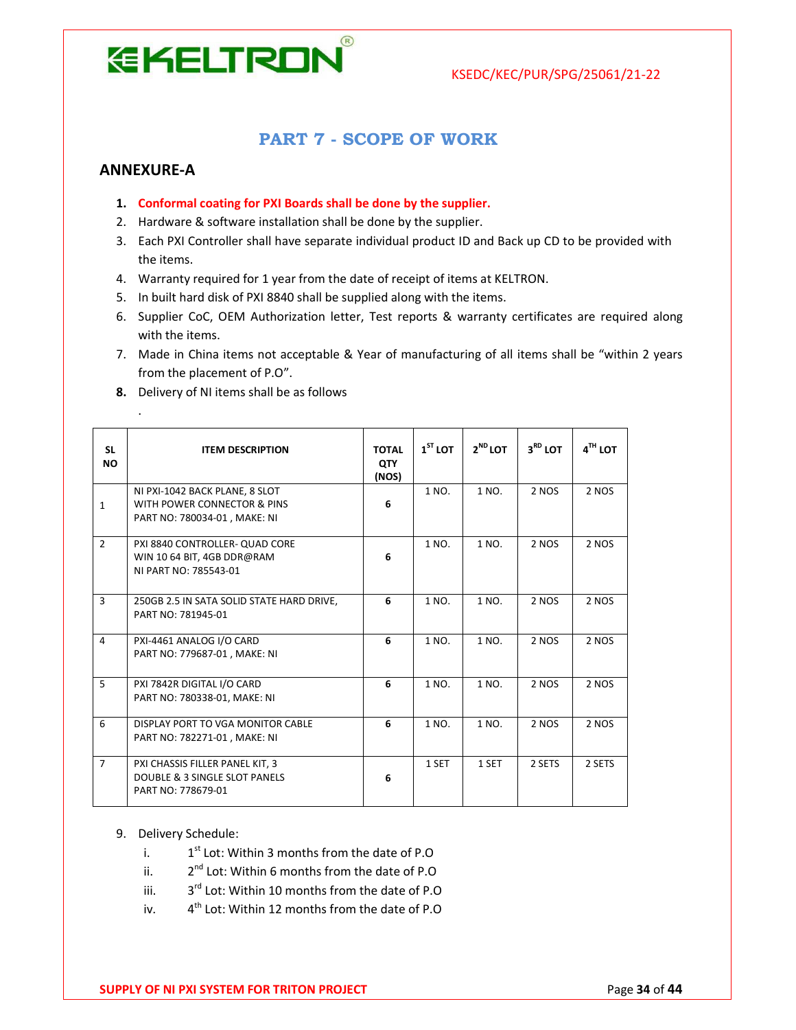## PART 7 - SCOPE OF WORK

### ANNEXURE-A

1. **Conformal coating for PXI Boards shall be done by the supplier.**
2. Hardware & software installation shall be done by the supplier.
3. Each PXI Controller shall have separate individual product ID and Back up CD to be provided with the items.
4. Warranty required for 1 year from the date of receipt of items at KELTRON.
5. In built hard disk of PXI 8840 shall be supplied along with the items.
6. Supplier CoC, OEM Authorization letter, Test reports & warranty certificates are required along with the items.
7. Made in China items not acceptable & Year of manufacturing of all items shall be "within 2 years from the placement of P.O".
8. Delivery of NI items shall be as follows

.

| SL NO | ITEM DESCRIPTION | TOTAL QTY (NOS) | 1ST LOT | 2ND LOT | 3RD LOT | 4TH LOT |
|---|---|---|---|---|---|---|
| 1 | NI PXI-1042 BACK PLANE, 8 SLOT WITH POWER CONNECTOR & PINS PART NO: 780034-01 , MAKE: NI | 6 | 1 NO. | 1 NO. | 2 NOS | 2 NOS |
| 2 | PXI 8840 CONTROLLER- QUAD CORE WIN 10 64 BIT, 4GB DDR@RAM NI PART NO: 785543-01 | 6 | 1 NO. | 1 NO. | 2 NOS | 2 NOS |
| 3 | 250GB 2.5 IN SATA SOLID STATE HARD DRIVE, PART NO: 781945-01 | 6 | 1 NO. | 1 NO. | 2 NOS | 2 NOS |
| 4 | PXI-4461 ANALOG I/O CARD PART NO: 779687-01 , MAKE: NI | 6 | 1 NO. | 1 NO. | 2 NOS | 2 NOS |
| 5 | PXI 7842R DIGITAL I/O CARD PART NO: 780338-01, MAKE: NI | 6 | 1 NO. | 1 NO. | 2 NOS | 2 NOS |
| 6 | DISPLAY PORT TO VGA MONITOR CABLE PART NO: 782271-01 , MAKE: NI | 6 | 1 NO. | 1 NO. | 2 NOS | 2 NOS |
| 7 | PXI CHASSIS FILLER PANEL KIT, 3 DOUBLE & 3 SINGLE SLOT PANELS PART NO: 778679-01 | 6 | 1 SET | 1 SET | 2 SETS | 2 SETS |

9. Delivery Schedule:
   i. 1st Lot: Within 3 months from the date of P.O
   ii. 2nd Lot: Within 6 months from the date of P.O
   iii. 3rd Lot: Within 10 months from the date of P.O
   iv. 4th Lot: Within 12 months from the date of P.O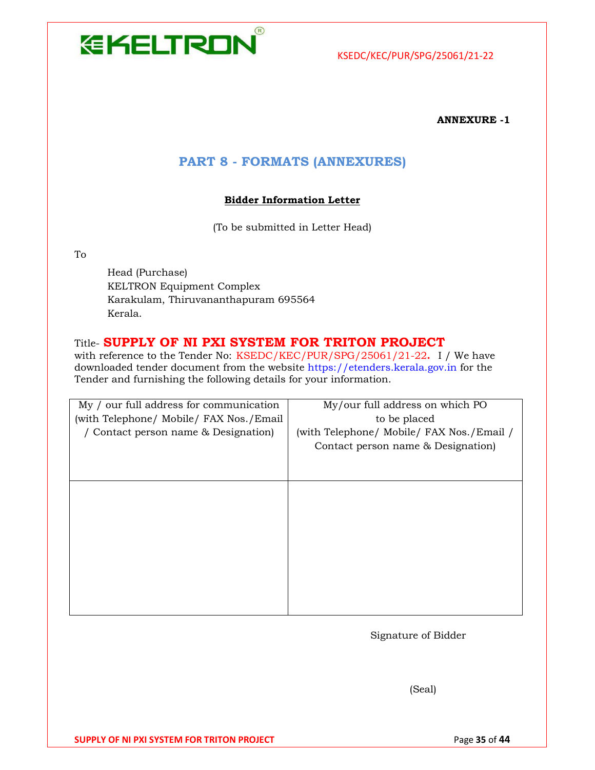**ANNEXURE -1**

## PART 8 - FORMATS (ANNEXURES)

### Bidder Information Letter

(To be submitted in Letter Head)

To

Head (Purchase)
KELTRON Equipment Complex
Karakulam, Thiruvananthapuram 695564
Kerala.

Title- **SUPPLY OF NI PXI SYSTEM FOR TRITON PROJECT**
with reference to the Tender No: KSEDC/KEC/PUR/SPG/25061/21-22**.** I / We have downloaded tender document from the website https://etenders.kerala.gov.in for the Tender and furnishing the following details for your information.

| My / our full address for communication (with Telephone/ Mobile/ FAX Nos./Email / Contact person name & Designation) | My/our full address on which PO to be placed (with Telephone/ Mobile/ FAX Nos./Email / Contact person name & Designation) |
|---|---|
| | |

Signature of Bidder

(Seal)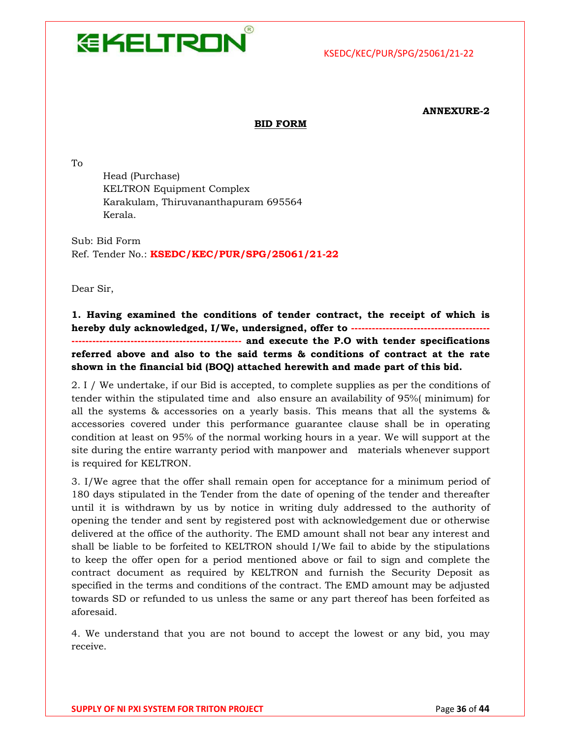**ANNEXURE-2**

**BID FORM**

To

Head (Purchase)
KELTRON Equipment Complex
Karakulam, Thiruvananthapuram 695564
Kerala.

Sub: Bid Form
Ref. Tender No.: **KSEDC/KEC/PUR/SPG/25061/21-22**

Dear Sir,

**1. Having examined the conditions of tender contract, the receipt of which is hereby duly acknowledged, I/We, undersigned, offer to ---------------------------------------------------------------------------------------- and execute the P.O with tender specifications referred above and also to the said terms & conditions of contract at the rate shown in the financial bid (BOQ) attached herewith and made part of this bid.**

2. I / We undertake, if our Bid is accepted, to complete supplies as per the conditions of tender within the stipulated time and also ensure an availability of 95%( minimum) for all the systems & accessories on a yearly basis. This means that all the systems & accessories covered under this performance guarantee clause shall be in operating condition at least on 95% of the normal working hours in a year. We will support at the site during the entire warranty period with manpower and materials whenever support is required for KELTRON.

3. I/We agree that the offer shall remain open for acceptance for a minimum period of 180 days stipulated in the Tender from the date of opening of the tender and thereafter until it is withdrawn by us by notice in writing duly addressed to the authority of opening the tender and sent by registered post with acknowledgement due or otherwise delivered at the office of the authority. The EMD amount shall not bear any interest and shall be liable to be forfeited to KELTRON should I/We fail to abide by the stipulations to keep the offer open for a period mentioned above or fail to sign and complete the contract document as required by KELTRON and furnish the Security Deposit as specified in the terms and conditions of the contract. The EMD amount may be adjusted towards SD or refunded to us unless the same or any part thereof has been forfeited as aforesaid.

4. We understand that you are not bound to accept the lowest or any bid, you may receive.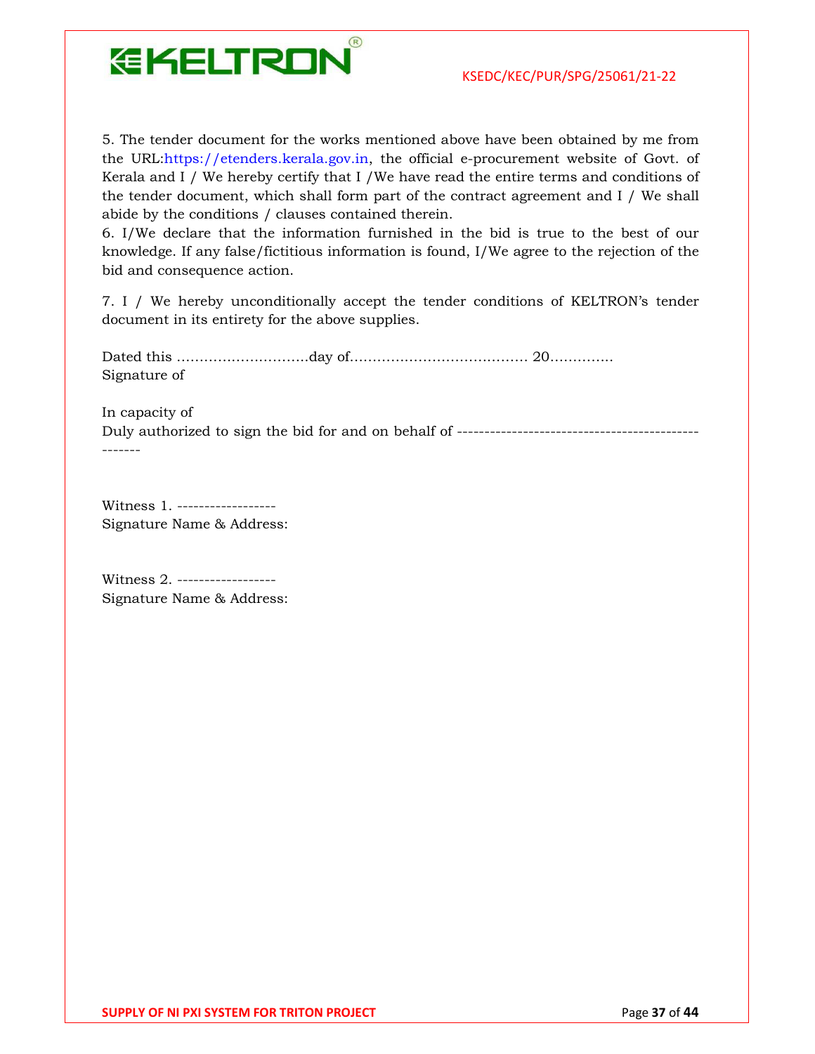5. The tender document for the works mentioned above have been obtained by me from the URL:https://etenders.kerala.gov.in, the official e-procurement website of Govt. of Kerala and I / We hereby certify that I /We have read the entire terms and conditions of the tender document, which shall form part of the contract agreement and I / We shall abide by the conditions / clauses contained therein.

6. I/We declare that the information furnished in the bid is true to the best of our knowledge. If any false/fictitious information is found, I/We agree to the rejection of the bid and consequence action.

7. I / We hereby unconditionally accept the tender conditions of KELTRON's tender document in its entirety for the above supplies.

Dated this ……………………….day of………………………………… 20…………..
Signature of

In capacity of
Duly authorized to sign the bid for and on behalf of ---------------------------------------------------

Witness 1. ------------------
Signature Name & Address:

Witness 2. ------------------
Signature Name & Address: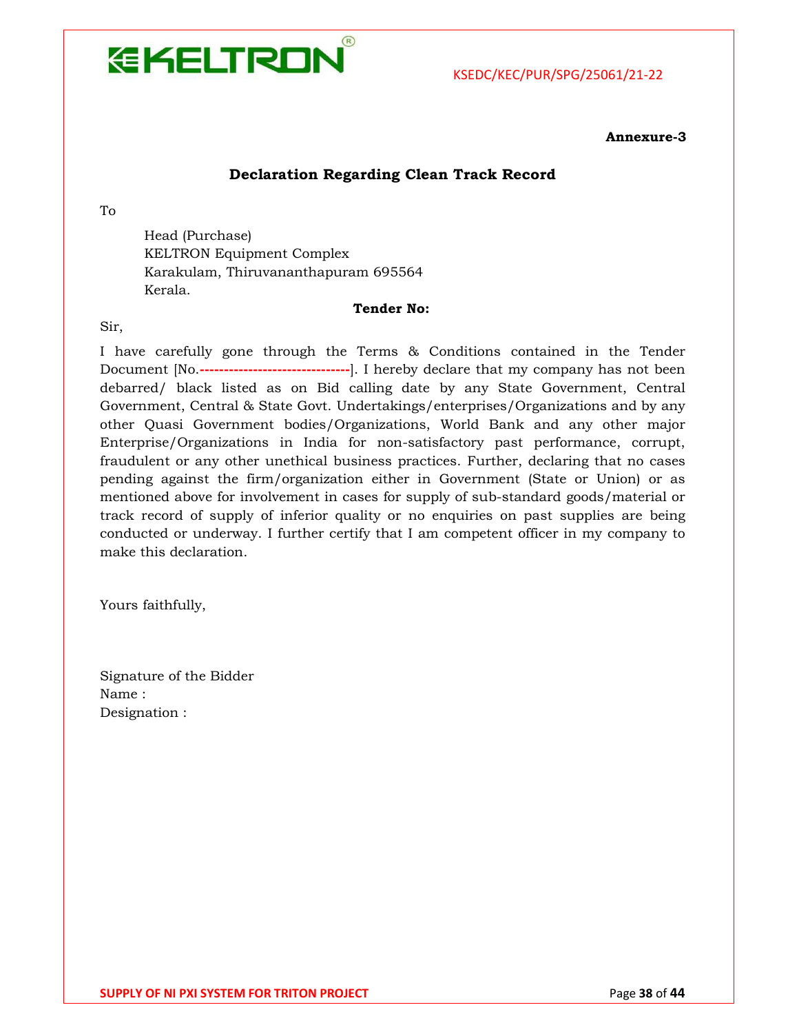**Annexure-3**

## Declaration Regarding Clean Track Record

To

Head (Purchase)
KELTRON Equipment Complex
Karakulam, Thiruvananthapuram 695564
Kerala.

**Tender No:**

Sir,

I have carefully gone through the Terms & Conditions contained in the Tender Document [No.-------------------------------]. I hereby declare that my company has not been debarred/ black listed as on Bid calling date by any State Government, Central Government, Central & State Govt. Undertakings/enterprises/Organizations and by any other Quasi Government bodies/Organizations, World Bank and any other major Enterprise/Organizations in India for non-satisfactory past performance, corrupt, fraudulent or any other unethical business practices. Further, declaring that no cases pending against the firm/organization either in Government (State or Union) or as mentioned above for involvement in cases for supply of sub-standard goods/material or track record of supply of inferior quality or no enquiries on past supplies are being conducted or underway. I further certify that I am competent officer in my company to make this declaration.

Yours faithfully,

Signature of the Bidder
Name :
Designation :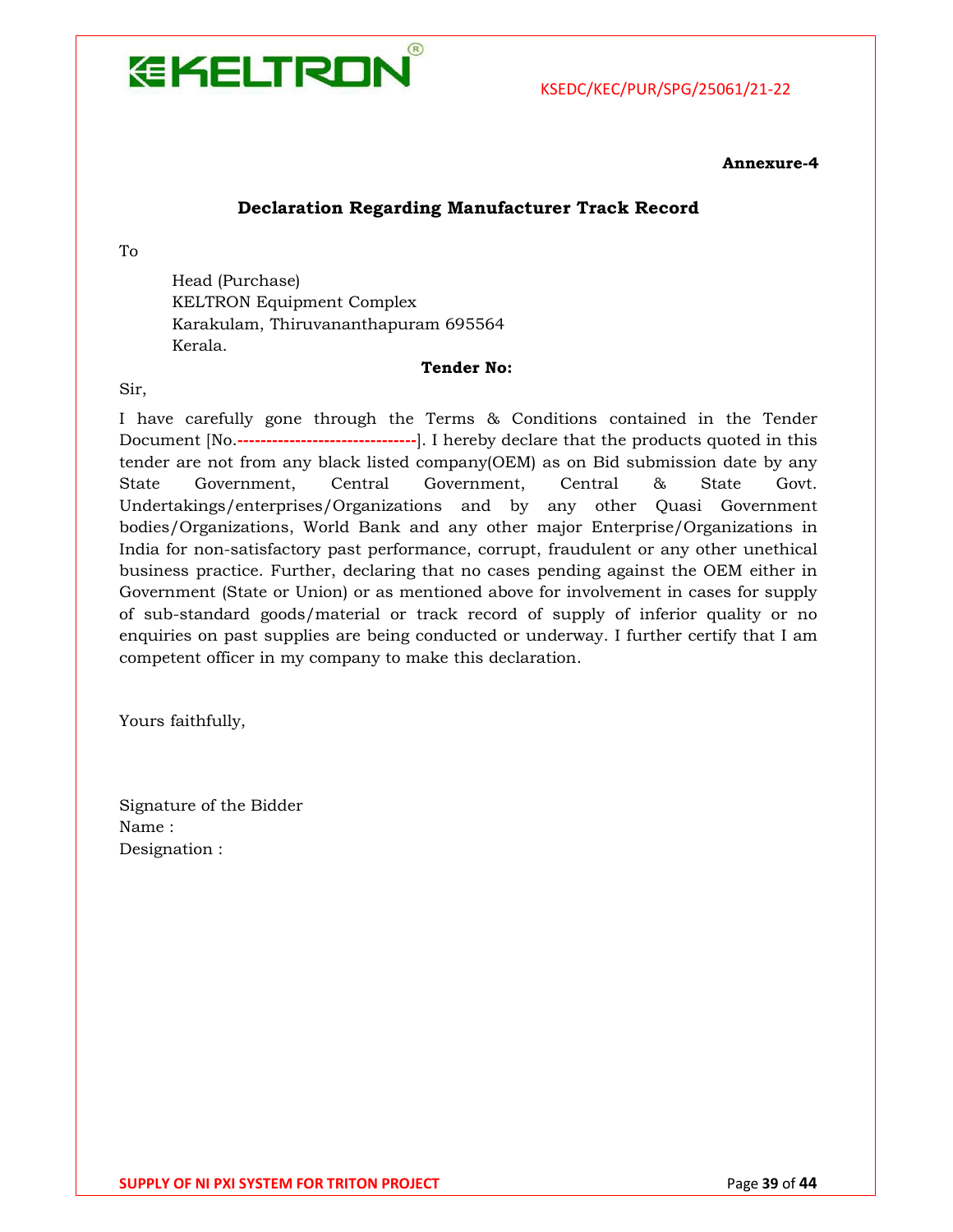**Annexure-4**

## Declaration Regarding Manufacturer Track Record

To

Head (Purchase)
KELTRON Equipment Complex
Karakulam, Thiruvananthapuram 695564
Kerala.

**Tender No:**

Sir,

I have carefully gone through the Terms & Conditions contained in the Tender Document [No.------------------------------]. I hereby declare that the products quoted in this tender are not from any black listed company(OEM) as on Bid submission date by any State Government, Central Government, Central & State Govt. Undertakings/enterprises/Organizations and by any other Quasi Government bodies/Organizations, World Bank and any other major Enterprise/Organizations in India for non-satisfactory past performance, corrupt, fraudulent or any other unethical business practice. Further, declaring that no cases pending against the OEM either in Government (State or Union) or as mentioned above for involvement in cases for supply of sub-standard goods/material or track record of supply of inferior quality or no enquiries on past supplies are being conducted or underway. I further certify that I am competent officer in my company to make this declaration.

Yours faithfully,

Signature of the Bidder
Name :
Designation :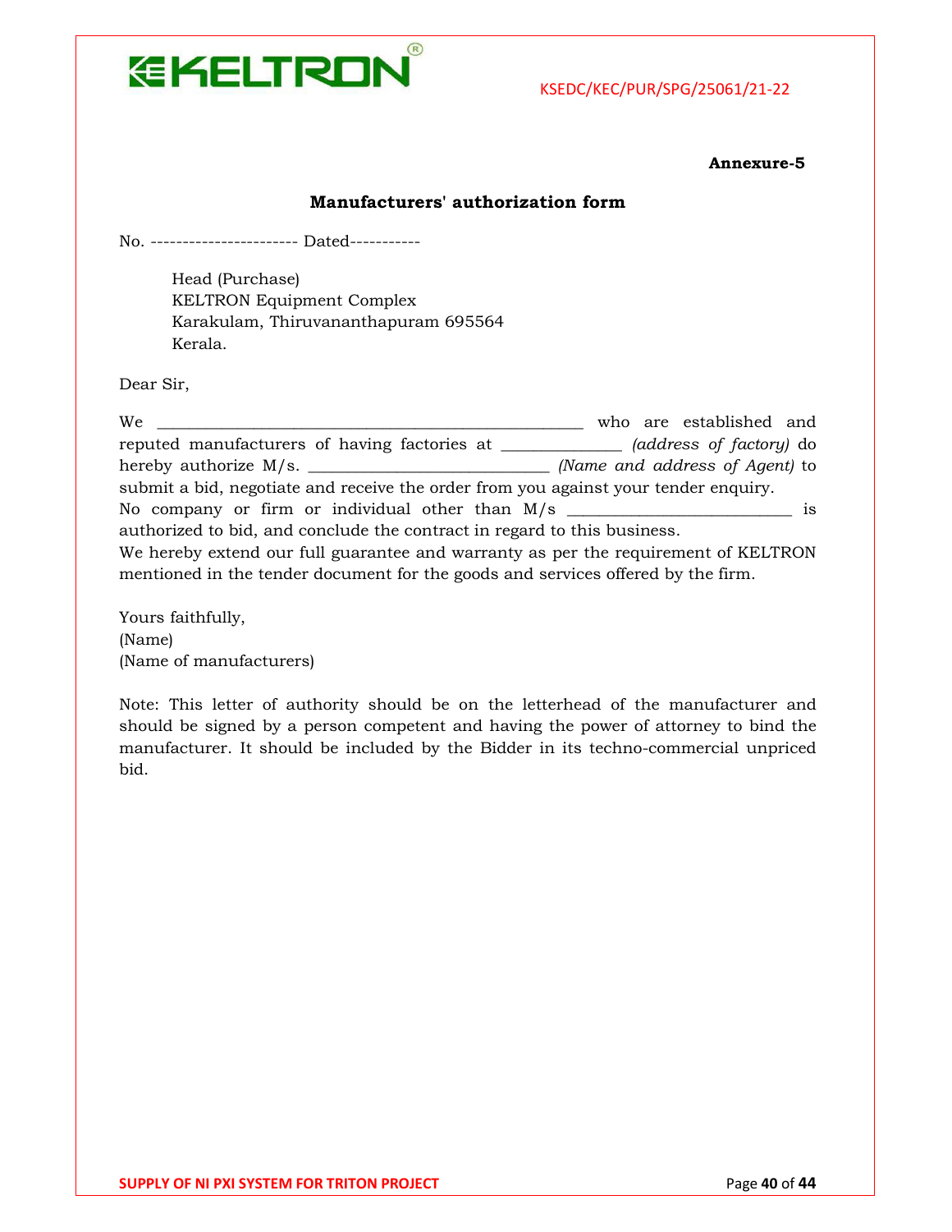**Annexure-5**

## Manufacturers' authorization form

No. ----------------------- Dated-----------

Head (Purchase)
KELTRON Equipment Complex
Karakulam, Thiruvananthapuram 695564
Kerala.

Dear Sir,

We _____________________________________________________ who are established and reputed manufacturers of having factories at _______________ *(address of factory)* do hereby authorize M/s. ______________________________ *(Name and address of Agent)* to submit a bid, negotiate and receive the order from you against your tender enquiry.
No company or firm or individual other than M/s ___________________________ is authorized to bid, and conclude the contract in regard to this business.
We hereby extend our full guarantee and warranty as per the requirement of KELTRON mentioned in the tender document for the goods and services offered by the firm.

Yours faithfully,
(Name)
(Name of manufacturers)

Note: This letter of authority should be on the letterhead of the manufacturer and should be signed by a person competent and having the power of attorney to bind the manufacturer. It should be included by the Bidder in its techno-commercial unpriced bid.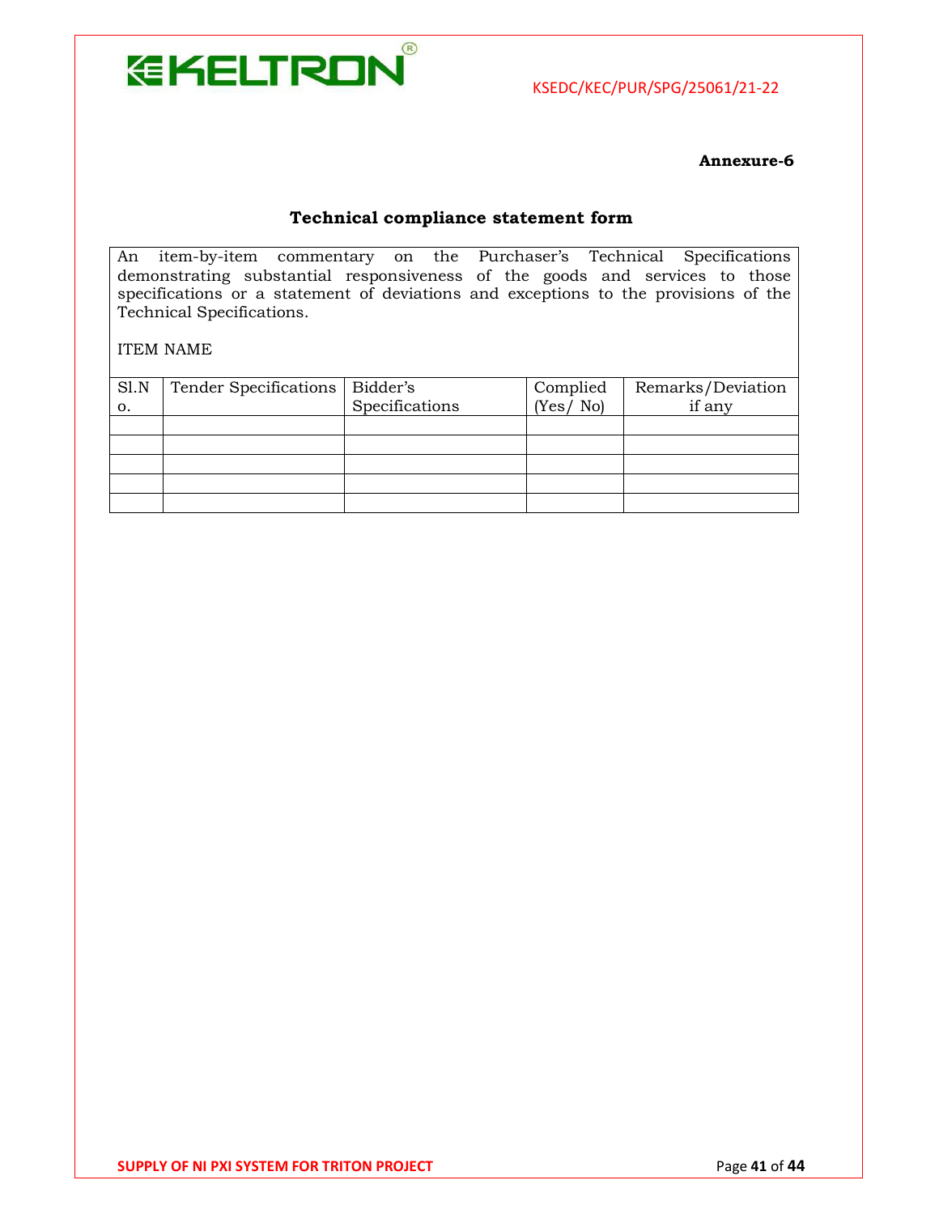**Annexure-6**

## Technical compliance statement form

An item-by-item commentary on the Purchaser's Technical Specifications demonstrating substantial responsiveness of the goods and services to those specifications or a statement of deviations and exceptions to the provisions of the Technical Specifications.

ITEM NAME

| Sl.No. | Tender Specifications | Bidder's Specifications | Complied (Yes/ No) | Remarks/Deviation if any |
|---|---|---|---|---|
| | | | | |
| | | | | |
| | | | | |
| | | | | |
| | | | | |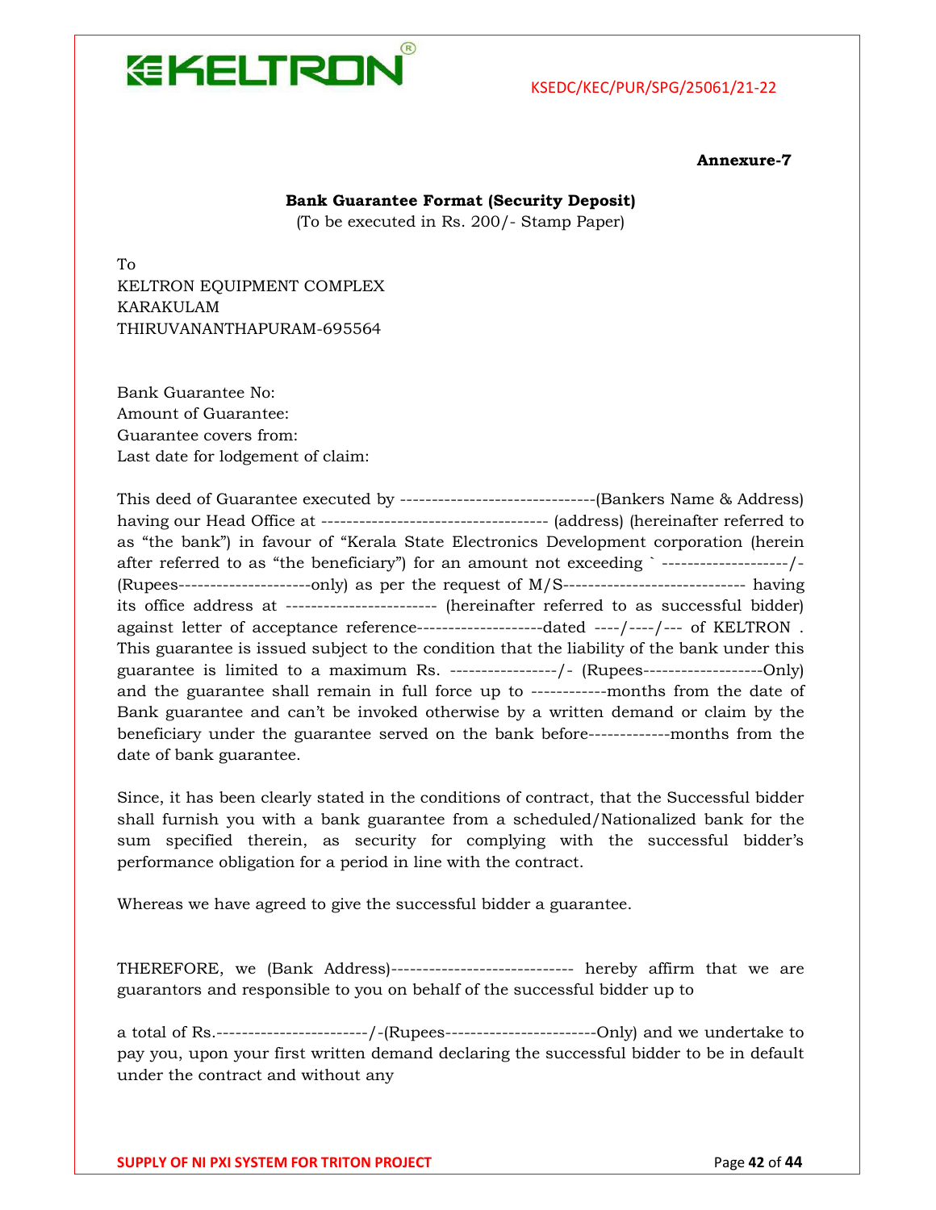**Annexure-7**

**Bank Guarantee Format (Security Deposit)**

(To be executed in Rs. 200/- Stamp Paper)

To
KELTRON EQUIPMENT COMPLEX
KARAKULAM
THIRUVANANTHAPURAM-695564

Bank Guarantee No:
Amount of Guarantee:
Guarantee covers from:
Last date for lodgement of claim:

This deed of Guarantee executed by -------------------------------(Bankers Name & Address) having our Head Office at ------------------------------------ (address) (hereinafter referred to as "the bank") in favour of "Kerala State Electronics Development corporation (herein after referred to as "the beneficiary") for an amount not exceeding ` --------------------/- (Rupees---------------------only) as per the request of M/S----------------------------- having its office address at ------------------------ (hereinafter referred to as successful bidder) against letter of acceptance reference--------------------dated ----/----/--- of KELTRON . This guarantee is issued subject to the condition that the liability of the bank under this guarantee is limited to a maximum Rs. -----------------/- (Rupees-------------------Only) and the guarantee shall remain in full force up to ------------months from the date of Bank guarantee and can't be invoked otherwise by a written demand or claim by the beneficiary under the guarantee served on the bank before-------------months from the date of bank guarantee.

Since, it has been clearly stated in the conditions of contract, that the Successful bidder shall furnish you with a bank guarantee from a scheduled/Nationalized bank for the sum specified therein, as security for complying with the successful bidder's performance obligation for a period in line with the contract.

Whereas we have agreed to give the successful bidder a guarantee.

THEREFORE, we (Bank Address)----------------------------- hereby affirm that we are guarantors and responsible to you on behalf of the successful bidder up to

a total of Rs.------------------------/-(Rupees------------------------Only) and we undertake to pay you, upon your first written demand declaring the successful bidder to be in default under the contract and without any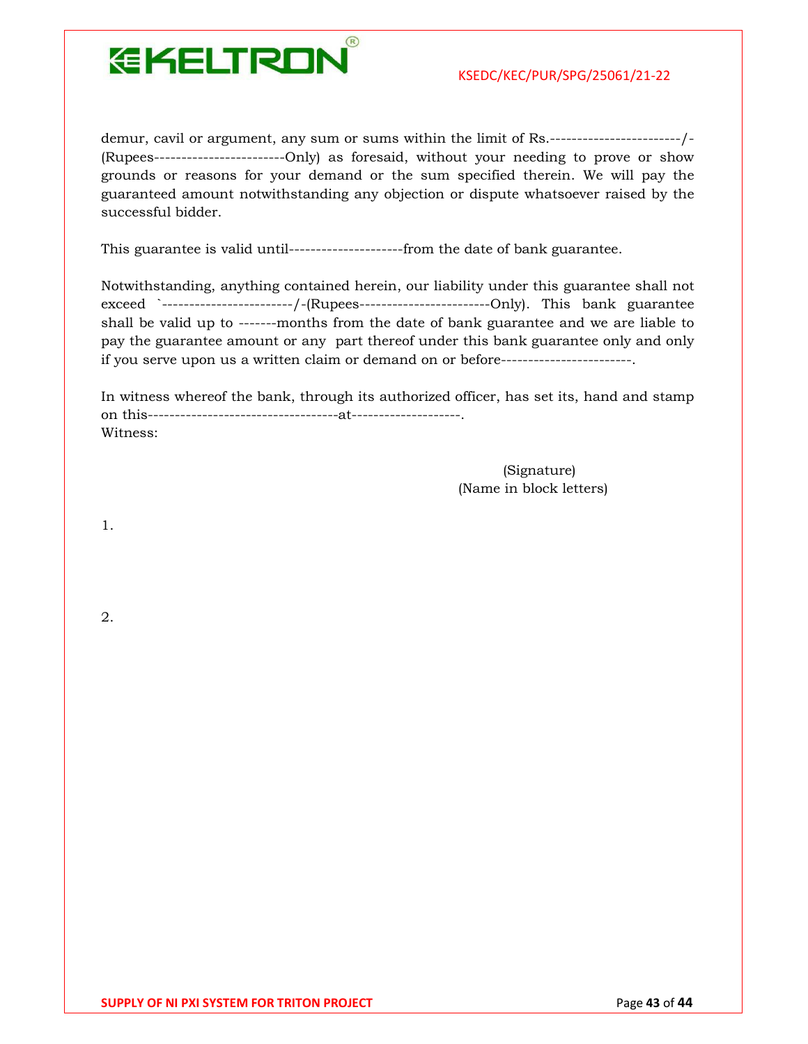demur, cavil or argument, any sum or sums within the limit of Rs.------------------------/-(Rupees------------------------Only) as foresaid, without your needing to prove or show grounds or reasons for your demand or the sum specified therein. We will pay the guaranteed amount notwithstanding any objection or dispute whatsoever raised by the successful bidder.

This guarantee is valid until---------------------from the date of bank guarantee.

Notwithstanding, anything contained herein, our liability under this guarantee shall not exceed `------------------------/-(Rupees------------------------Only). This bank guarantee shall be valid up to -------months from the date of bank guarantee and we are liable to pay the guarantee amount or any part thereof under this bank guarantee only and only if you serve upon us a written claim or demand on or before------------------------.

In witness whereof the bank, through its authorized officer, has set its, hand and stamp on this-----------------------------------at--------------------.
Witness:

(Signature)
(Name in block letters)

1.

2.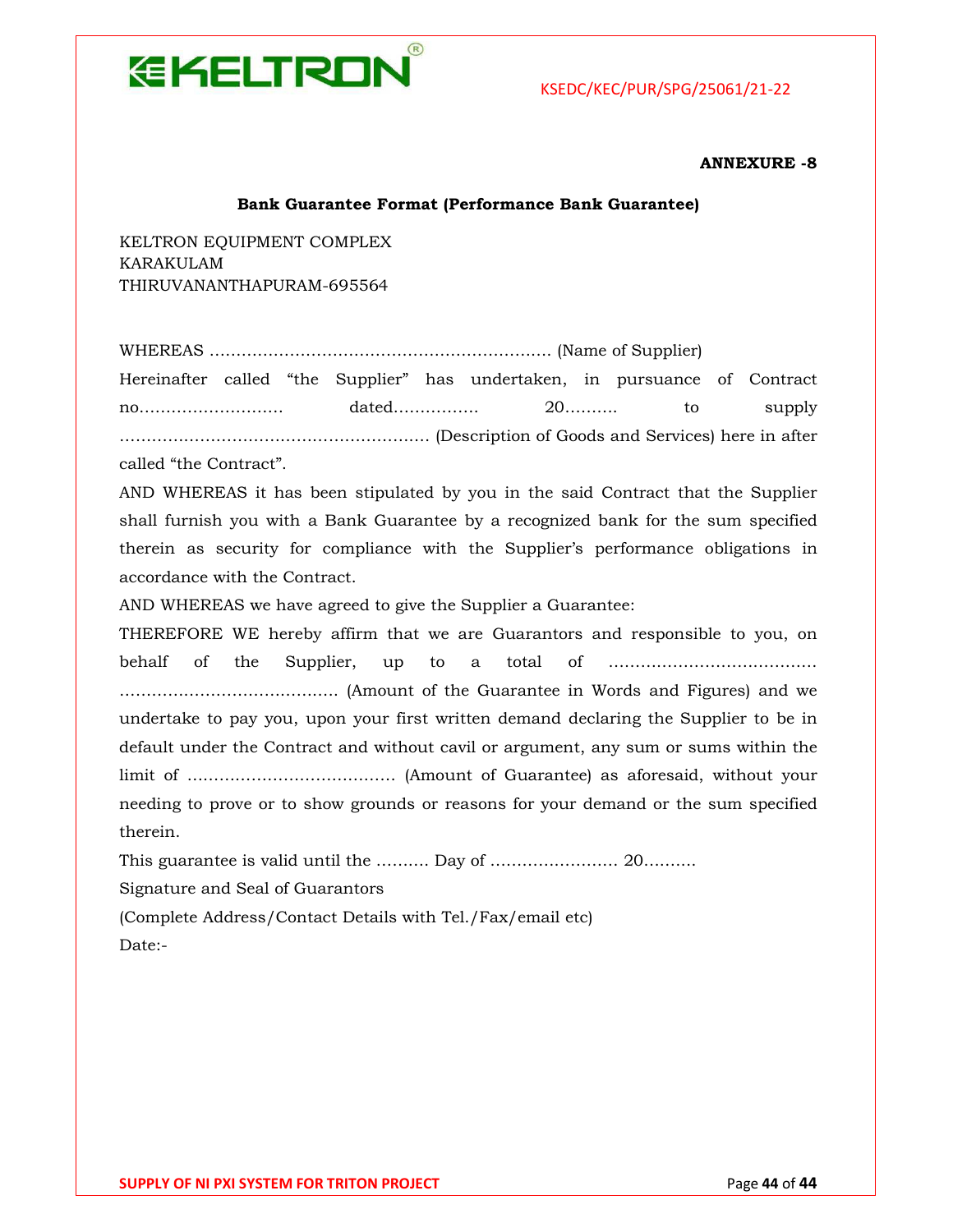**ANNEXURE -8**

**Bank Guarantee Format (Performance Bank Guarantee)**

KELTRON EQUIPMENT COMPLEX
KARAKULAM
THIRUVANANTHAPURAM-695564

WHEREAS ………………………………………………………. (Name of Supplier)
Hereinafter called “the Supplier” has undertaken, in pursuance of Contract no……………………… dated……………. 20………. to supply ………………………………………………… (Description of Goods and Services) here in after called “the Contract”.

AND WHEREAS it has been stipulated by you in the said Contract that the Supplier shall furnish you with a Bank Guarantee by a recognized bank for the sum specified therein as security for compliance with the Supplier’s performance obligations in accordance with the Contract.

AND WHEREAS we have agreed to give the Supplier a Guarantee:

THEREFORE WE hereby affirm that we are Guarantors and responsible to you, on behalf of the Supplier, up to a total of ………………………………… …………………………………… (Amount of the Guarantee in Words and Figures) and we undertake to pay you, upon your first written demand declaring the Supplier to be in default under the Contract and without cavil or argument, any sum or sums within the limit of ………………………………… (Amount of Guarantee) as aforesaid, without your needing to prove or to show grounds or reasons for your demand or the sum specified therein.

This guarantee is valid until the ………. Day of …………………… 20……….

Signature and Seal of Guarantors

(Complete Address/Contact Details with Tel./Fax/email etc)

Date:-